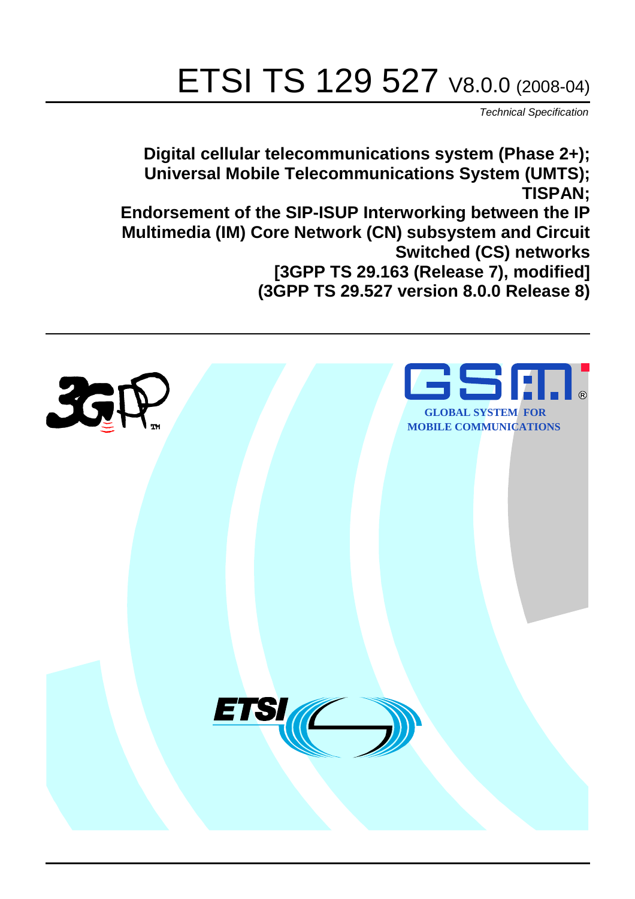# ETSI TS 129 527 V8.0.0 (2008-04)

*Technical Specification*

**Digital cellular telecommunications system (Phase 2+);
Universal Mobile Telecommunications System (UMTS);
TISPAN;
Endorsement of the SIP-ISUP Interworking between the IP Multimedia (IM) Core Network (CN) subsystem and Circuit Switched (CS) networks
[3GPP TS 29.163 (Release 7), modified]
(3GPP TS 29.527 version 8.0.0 Release 8)**

GLOBAL SYSTEM FOR MOBILE COMMUNICATIONS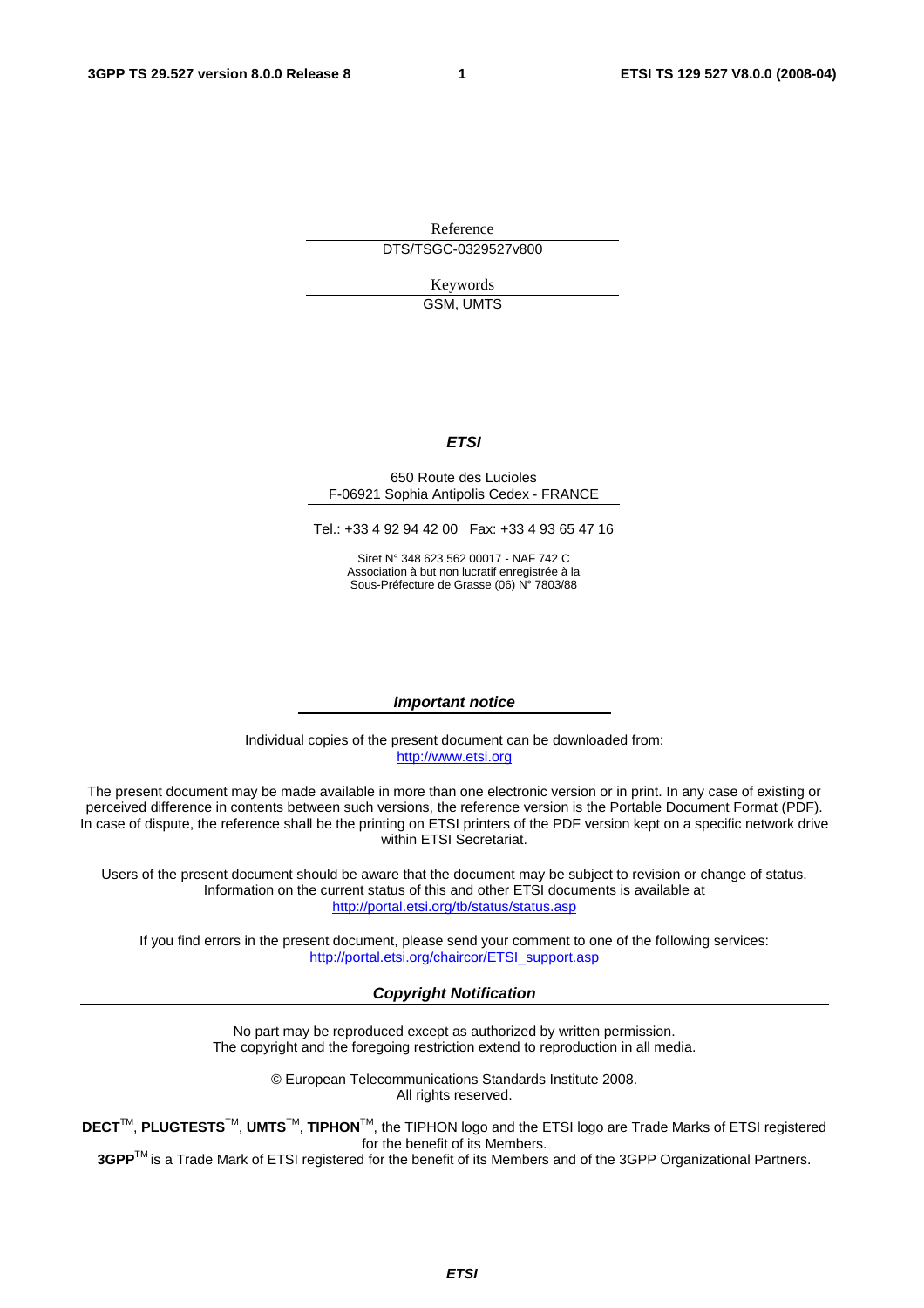Reference

DTS/TSGC-0329527v800

Keywords

GSM, UMTS

***ETSI***

650 Route des Lucioles
F-06921 Sophia Antipolis Cedex - FRANCE

Tel.: +33 4 92 94 42 00   Fax: +33 4 93 65 47 16

Siret N° 348 623 562 00017 - NAF 742 C
Association à but non lucratif enregistrée à la
Sous-Préfecture de Grasse (06) N° 7803/88

***Important notice***

Individual copies of the present document can be downloaded from:
http://www.etsi.org

The present document may be made available in more than one electronic version or in print. In any case of existing or perceived difference in contents between such versions, the reference version is the Portable Document Format (PDF). In case of dispute, the reference shall be the printing on ETSI printers of the PDF version kept on a specific network drive within ETSI Secretariat.

Users of the present document should be aware that the document may be subject to revision or change of status. Information on the current status of this and other ETSI documents is available at
http://portal.etsi.org/tb/status/status.asp

If you find errors in the present document, please send your comment to one of the following services:
http://portal.etsi.org/chaircor/ETSI_support.asp

***Copyright Notification***

No part may be reproduced except as authorized by written permission.
The copyright and the foregoing restriction extend to reproduction in all media.

© European Telecommunications Standards Institute 2008.
All rights reserved.

**DECT**™, **PLUGTESTS**™, **UMTS**™, **TIPHON**™, the TIPHON logo and the ETSI logo are Trade Marks of ETSI registered for the benefit of its Members.
**3GPP**™ is a Trade Mark of ETSI registered for the benefit of its Members and of the 3GPP Organizational Partners.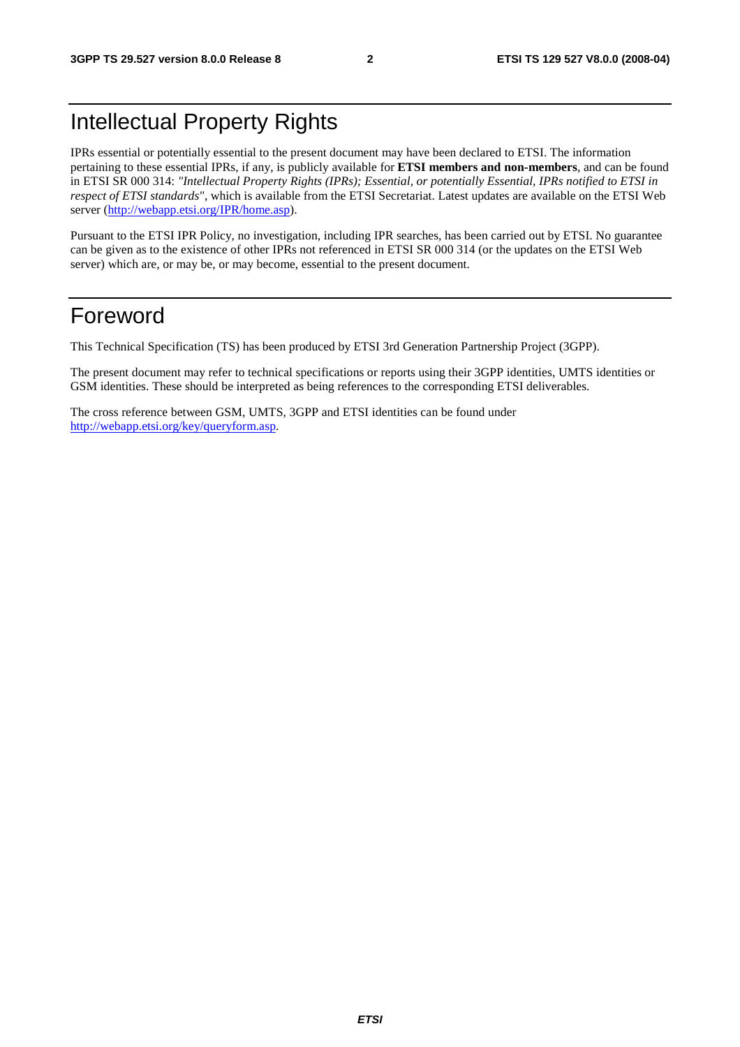# Intellectual Property Rights

IPRs essential or potentially essential to the present document may have been declared to ETSI. The information pertaining to these essential IPRs, if any, is publicly available for **ETSI members and non-members**, and can be found in ETSI SR 000 314: *"Intellectual Property Rights (IPRs); Essential, or potentially Essential, IPRs notified to ETSI in respect of ETSI standards"*, which is available from the ETSI Secretariat. Latest updates are available on the ETSI Web server (http://webapp.etsi.org/IPR/home.asp).

Pursuant to the ETSI IPR Policy, no investigation, including IPR searches, has been carried out by ETSI. No guarantee can be given as to the existence of other IPRs not referenced in ETSI SR 000 314 (or the updates on the ETSI Web server) which are, or may be, or may become, essential to the present document.

# Foreword

This Technical Specification (TS) has been produced by ETSI 3rd Generation Partnership Project (3GPP).

The present document may refer to technical specifications or reports using their 3GPP identities, UMTS identities or GSM identities. These should be interpreted as being references to the corresponding ETSI deliverables.

The cross reference between GSM, UMTS, 3GPP and ETSI identities can be found under http://webapp.etsi.org/key/queryform.asp.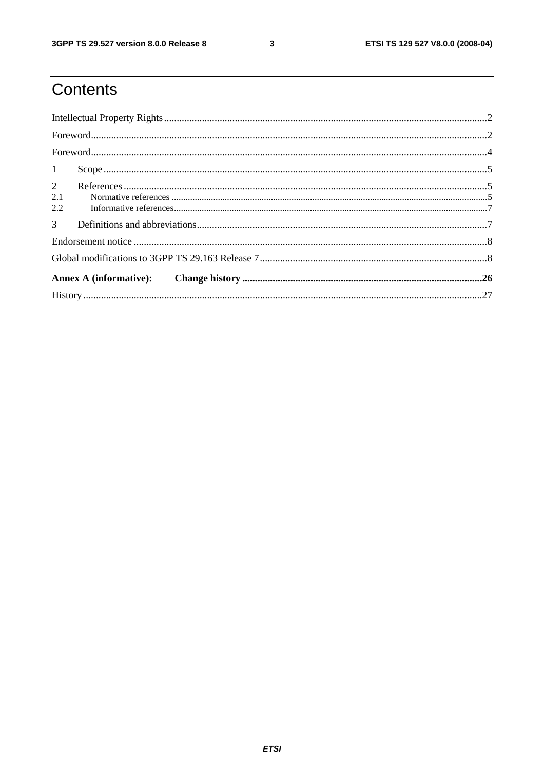# Contents

Intellectual Property Rights ........................................................................................................................2

Foreword......................................................................................................................................................2

Foreword......................................................................................................................................................4

1 Scope ........................................................................................................................................................5

2 References ................................................................................................................................................5

2.1 Normative references ............................................................................................................................5

2.2 Informative references...........................................................................................................................7

3 Definitions and abbreviations...................................................................................................................7

Endorsement notice .......................................................................................................................................8

Global modifications to 3GPP TS 29.163 Release 7.....................................................................................8

**Annex A (informative): Change history ...................................................................................................26**

History ..........................................................................................................................................................27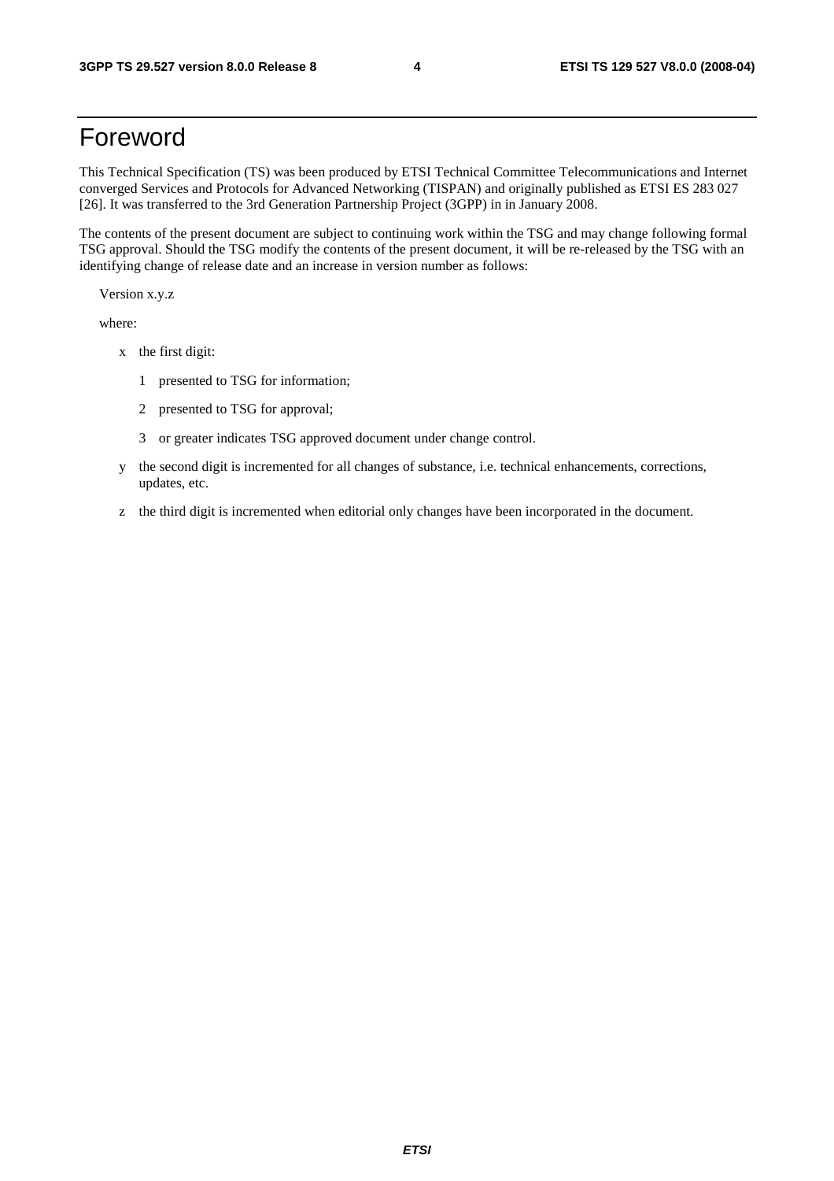# Foreword

This Technical Specification (TS) was been produced by ETSI Technical Committee Telecommunications and Internet converged Services and Protocols for Advanced Networking (TISPAN) and originally published as ETSI ES 283 027 [26]. It was transferred to the 3rd Generation Partnership Project (3GPP) in in January 2008.

The contents of the present document are subject to continuing work within the TSG and may change following formal TSG approval. Should the TSG modify the contents of the present document, it will be re-released by the TSG with an identifying change of release date and an increase in version number as follows:

Version x.y.z

where:

- x the first digit:
  - 1 presented to TSG for information;
  - 2 presented to TSG for approval;
  - 3 or greater indicates TSG approved document under change control.
- y the second digit is incremented for all changes of substance, i.e. technical enhancements, corrections, updates, etc.
- z the third digit is incremented when editorial only changes have been incorporated in the document.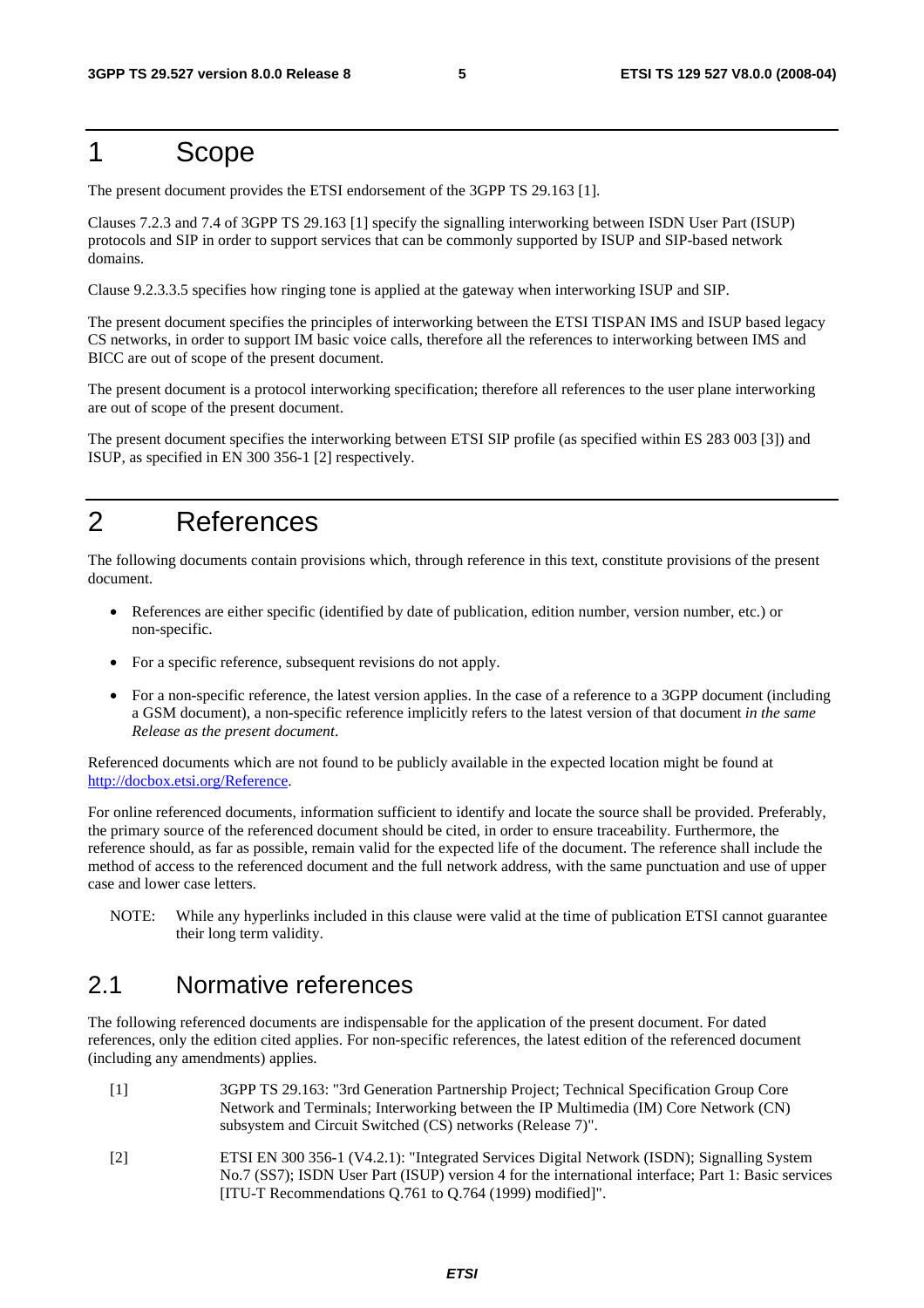# 1 Scope

The present document provides the ETSI endorsement of the 3GPP TS 29.163 [1].

Clauses 7.2.3 and 7.4 of 3GPP TS 29.163 [1] specify the signalling interworking between ISDN User Part (ISUP) protocols and SIP in order to support services that can be commonly supported by ISUP and SIP-based network domains.

Clause 9.2.3.3.5 specifies how ringing tone is applied at the gateway when interworking ISUP and SIP.

The present document specifies the principles of interworking between the ETSI TISPAN IMS and ISUP based legacy CS networks, in order to support IM basic voice calls, therefore all the references to interworking between IMS and BICC are out of scope of the present document.

The present document is a protocol interworking specification; therefore all references to the user plane interworking are out of scope of the present document.

The present document specifies the interworking between ETSI SIP profile (as specified within ES 283 003 [3]) and ISUP, as specified in EN 300 356-1 [2] respectively.

# 2 References

The following documents contain provisions which, through reference in this text, constitute provisions of the present document.

- References are either specific (identified by date of publication, edition number, version number, etc.) or non-specific.
- For a specific reference, subsequent revisions do not apply.
- For a non-specific reference, the latest version applies. In the case of a reference to a 3GPP document (including a GSM document), a non-specific reference implicitly refers to the latest version of that document *in the same Release as the present document*.

Referenced documents which are not found to be publicly available in the expected location might be found at http://docbox.etsi.org/Reference.

For online referenced documents, information sufficient to identify and locate the source shall be provided. Preferably, the primary source of the referenced document should be cited, in order to ensure traceability. Furthermore, the reference should, as far as possible, remain valid for the expected life of the document. The reference shall include the method of access to the referenced document and the full network address, with the same punctuation and use of upper case and lower case letters.

NOTE: While any hyperlinks included in this clause were valid at the time of publication ETSI cannot guarantee their long term validity.

## 2.1 Normative references

The following referenced documents are indispensable for the application of the present document. For dated references, only the edition cited applies. For non-specific references, the latest edition of the referenced document (including any amendments) applies.

[1] 3GPP TS 29.163: "3rd Generation Partnership Project; Technical Specification Group Core Network and Terminals; Interworking between the IP Multimedia (IM) Core Network (CN) subsystem and Circuit Switched (CS) networks (Release 7)".

[2] ETSI EN 300 356-1 (V4.2.1): "Integrated Services Digital Network (ISDN); Signalling System No.7 (SS7); ISDN User Part (ISUP) version 4 for the international interface; Part 1: Basic services [ITU-T Recommendations Q.761 to Q.764 (1999) modified]".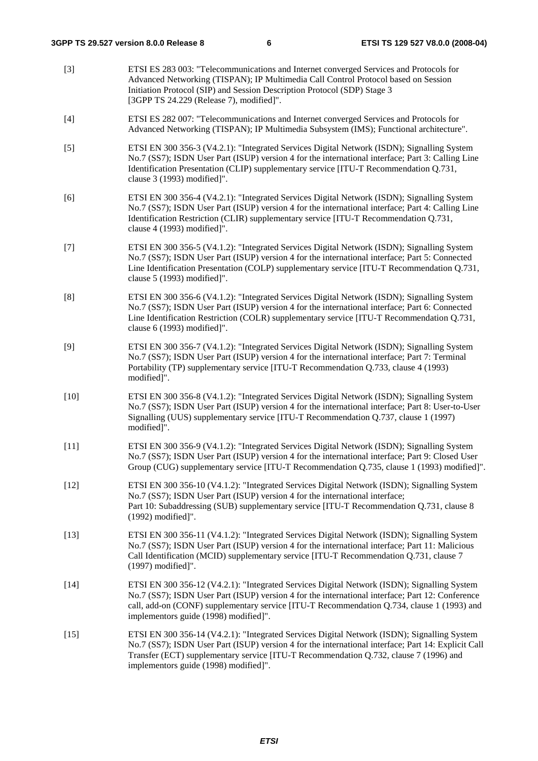[3] ETSI ES 283 003: "Telecommunications and Internet converged Services and Protocols for Advanced Networking (TISPAN); IP Multimedia Call Control Protocol based on Session Initiation Protocol (SIP) and Session Description Protocol (SDP) Stage 3 [3GPP TS 24.229 (Release 7), modified]".

[4] ETSI ES 282 007: "Telecommunications and Internet converged Services and Protocols for Advanced Networking (TISPAN); IP Multimedia Subsystem (IMS); Functional architecture".

[5] ETSI EN 300 356-3 (V4.2.1): "Integrated Services Digital Network (ISDN); Signalling System No.7 (SS7); ISDN User Part (ISUP) version 4 for the international interface; Part 3: Calling Line Identification Presentation (CLIP) supplementary service [ITU-T Recommendation Q.731, clause 3 (1993) modified]".

[6] ETSI EN 300 356-4 (V4.2.1): "Integrated Services Digital Network (ISDN); Signalling System No.7 (SS7); ISDN User Part (ISUP) version 4 for the international interface; Part 4: Calling Line Identification Restriction (CLIR) supplementary service [ITU-T Recommendation Q.731, clause 4 (1993) modified]".

[7] ETSI EN 300 356-5 (V4.1.2): "Integrated Services Digital Network (ISDN); Signalling System No.7 (SS7); ISDN User Part (ISUP) version 4 for the international interface; Part 5: Connected Line Identification Presentation (COLP) supplementary service [ITU-T Recommendation Q.731, clause 5 (1993) modified]".

[8] ETSI EN 300 356-6 (V4.1.2): "Integrated Services Digital Network (ISDN); Signalling System No.7 (SS7); ISDN User Part (ISUP) version 4 for the international interface; Part 6: Connected Line Identification Restriction (COLR) supplementary service [ITU-T Recommendation Q.731, clause 6 (1993) modified]".

[9] ETSI EN 300 356-7 (V4.1.2): "Integrated Services Digital Network (ISDN); Signalling System No.7 (SS7); ISDN User Part (ISUP) version 4 for the international interface; Part 7: Terminal Portability (TP) supplementary service [ITU-T Recommendation Q.733, clause 4 (1993) modified]".

[10] ETSI EN 300 356-8 (V4.1.2): "Integrated Services Digital Network (ISDN); Signalling System No.7 (SS7); ISDN User Part (ISUP) version 4 for the international interface; Part 8: User-to-User Signalling (UUS) supplementary service [ITU-T Recommendation Q.737, clause 1 (1997) modified]".

[11] ETSI EN 300 356-9 (V4.1.2): "Integrated Services Digital Network (ISDN); Signalling System No.7 (SS7); ISDN User Part (ISUP) version 4 for the international interface; Part 9: Closed User Group (CUG) supplementary service [ITU-T Recommendation Q.735, clause 1 (1993) modified]".

[12] ETSI EN 300 356-10 (V4.1.2): "Integrated Services Digital Network (ISDN); Signalling System No.7 (SS7); ISDN User Part (ISUP) version 4 for the international interface; Part 10: Subaddressing (SUB) supplementary service [ITU-T Recommendation Q.731, clause 8 (1992) modified]".

[13] ETSI EN 300 356-11 (V4.1.2): "Integrated Services Digital Network (ISDN); Signalling System No.7 (SS7); ISDN User Part (ISUP) version 4 for the international interface; Part 11: Malicious Call Identification (MCID) supplementary service [ITU-T Recommendation Q.731, clause 7 (1997) modified]".

[14] ETSI EN 300 356-12 (V4.2.1): "Integrated Services Digital Network (ISDN); Signalling System No.7 (SS7); ISDN User Part (ISUP) version 4 for the international interface; Part 12: Conference call, add-on (CONF) supplementary service [ITU-T Recommendation Q.734, clause 1 (1993) and implementors guide (1998) modified]".

[15] ETSI EN 300 356-14 (V4.2.1): "Integrated Services Digital Network (ISDN); Signalling System No.7 (SS7); ISDN User Part (ISUP) version 4 for the international interface; Part 14: Explicit Call Transfer (ECT) supplementary service [ITU-T Recommendation Q.732, clause 7 (1996) and implementors guide (1998) modified]".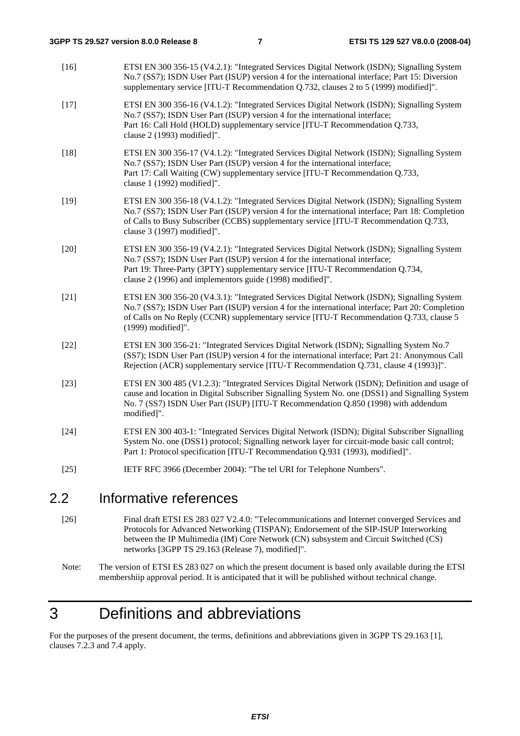[16] ETSI EN 300 356-15 (V4.2.1): "Integrated Services Digital Network (ISDN); Signalling System No.7 (SS7); ISDN User Part (ISUP) version 4 for the international interface; Part 15: Diversion supplementary service [ITU-T Recommendation Q.732, clauses 2 to 5 (1999) modified]".

[17] ETSI EN 300 356-16 (V4.1.2): "Integrated Services Digital Network (ISDN); Signalling System No.7 (SS7); ISDN User Part (ISUP) version 4 for the international interface; Part 16: Call Hold (HOLD) supplementary service [ITU-T Recommendation Q.733, clause 2 (1993) modified]".

[18] ETSI EN 300 356-17 (V4.1.2): "Integrated Services Digital Network (ISDN); Signalling System No.7 (SS7); ISDN User Part (ISUP) version 4 for the international interface; Part 17: Call Waiting (CW) supplementary service [ITU-T Recommendation Q.733, clause 1 (1992) modified]".

[19] ETSI EN 300 356-18 (V4.1.2): "Integrated Services Digital Network (ISDN); Signalling System No.7 (SS7); ISDN User Part (ISUP) version 4 for the international interface; Part 18: Completion of Calls to Busy Subscriber (CCBS) supplementary service [ITU-T Recommendation Q.733, clause 3 (1997) modified]".

[20] ETSI EN 300 356-19 (V4.2.1): "Integrated Services Digital Network (ISDN); Signalling System No.7 (SS7); ISDN User Part (ISUP) version 4 for the international interface; Part 19: Three-Party (3PTY) supplementary service [ITU-T Recommendation Q.734, clause 2 (1996) and implementors guide (1998) modified]".

[21] ETSI EN 300 356-20 (V4.3.1): "Integrated Services Digital Network (ISDN); Signalling System No.7 (SS7); ISDN User Part (ISUP) version 4 for the international interface; Part 20: Completion of Calls on No Reply (CCNR) supplementary service [ITU-T Recommendation Q.733, clause 5 (1999) modified]".

[22] ETSI EN 300 356-21: "Integrated Services Digital Network (ISDN); Signalling System No.7 (SS7); ISDN User Part (ISUP) version 4 for the international interface; Part 21: Anonymous Call Rejection (ACR) supplementary service [ITU-T Recommendation Q.731, clause 4 (1993)]".

[23] ETSI EN 300 485 (V1.2.3): "Integrated Services Digital Network (ISDN); Definition and usage of cause and location in Digital Subscriber Signalling System No. one (DSS1) and Signalling System No. 7 (SS7) ISDN User Part (ISUP) [ITU-T Recommendation Q.850 (1998) with addendum modified]".

[24] ETSI EN 300 403-1: "Integrated Services Digital Network (ISDN); Digital Subscriber Signalling System No. one (DSS1) protocol; Signalling network layer for circuit-mode basic call control; Part 1: Protocol specification [ITU-T Recommendation Q.931 (1993), modified]".

[25] IETF RFC 3966 (December 2004): "The tel URI for Telephone Numbers".

## 2.2 Informative references

[26] Final draft ETSI ES 283 027 V2.4.0: "Telecommunications and Internet converged Services and Protocols for Advanced Networking (TISPAN); Endorsement of the SIP-ISUP Interworking between the IP Multimedia (IM) Core Network (CN) subsystem and Circuit Switched (CS) networks [3GPP TS 29.163 (Release 7), modified]".

Note: The version of ETSI ES 283 027 on which the present document is based only available during the ETSI membershiip approval period. It is anticipated that it will be published without technical change.

# 3 Definitions and abbreviations

For the purposes of the present document, the terms, definitions and abbreviations given in 3GPP TS 29.163 [1], clauses 7.2.3 and 7.4 apply.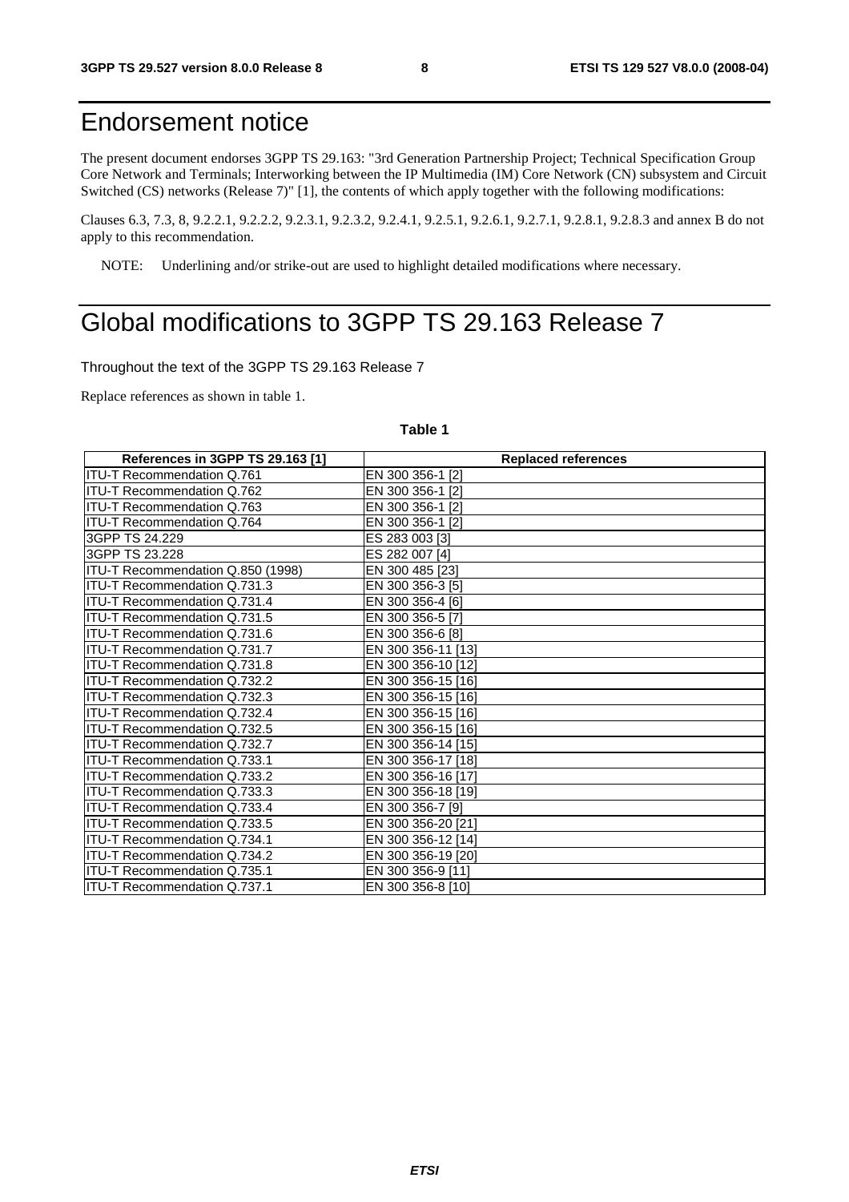# Endorsement notice

The present document endorses 3GPP TS 29.163: "3rd Generation Partnership Project; Technical Specification Group Core Network and Terminals; Interworking between the IP Multimedia (IM) Core Network (CN) subsystem and Circuit Switched (CS) networks (Release 7)" [1], the contents of which apply together with the following modifications:

Clauses 6.3, 7.3, 8, 9.2.2.1, 9.2.2.2, 9.2.3.1, 9.2.3.2, 9.2.4.1, 9.2.5.1, 9.2.6.1, 9.2.7.1, 9.2.8.1, 9.2.8.3 and annex B do not apply to this recommendation.

NOTE: Underlining and/or strike-out are used to highlight detailed modifications where necessary.

# Global modifications to 3GPP TS 29.163 Release 7

Throughout the text of the 3GPP TS 29.163 Release 7

Replace references as shown in table 1.

**Table 1**

| References in 3GPP TS 29.163 [1] | Replaced references |
|---|---|
| ITU-T Recommendation Q.761 | EN 300 356-1 [2] |
| ITU-T Recommendation Q.762 | EN 300 356-1 [2] |
| ITU-T Recommendation Q.763 | EN 300 356-1 [2] |
| ITU-T Recommendation Q.764 | EN 300 356-1 [2] |
| 3GPP TS 24.229 | ES 283 003 [3] |
| 3GPP TS 23.228 | ES 282 007 [4] |
| ITU-T Recommendation Q.850 (1998) | EN 300 485 [23] |
| ITU-T Recommendation Q.731.3 | EN 300 356-3 [5] |
| ITU-T Recommendation Q.731.4 | EN 300 356-4 [6] |
| ITU-T Recommendation Q.731.5 | EN 300 356-5 [7] |
| ITU-T Recommendation Q.731.6 | EN 300 356-6 [8] |
| ITU-T Recommendation Q.731.7 | EN 300 356-11 [13] |
| ITU-T Recommendation Q.731.8 | EN 300 356-10 [12] |
| ITU-T Recommendation Q.732.2 | EN 300 356-15 [16] |
| ITU-T Recommendation Q.732.3 | EN 300 356-15 [16] |
| ITU-T Recommendation Q.732.4 | EN 300 356-15 [16] |
| ITU-T Recommendation Q.732.5 | EN 300 356-15 [16] |
| ITU-T Recommendation Q.732.7 | EN 300 356-14 [15] |
| ITU-T Recommendation Q.733.1 | EN 300 356-17 [18] |
| ITU-T Recommendation Q.733.2 | EN 300 356-16 [17] |
| ITU-T Recommendation Q.733.3 | EN 300 356-18 [19] |
| ITU-T Recommendation Q.733.4 | EN 300 356-7 [9] |
| ITU-T Recommendation Q.733.5 | EN 300 356-20 [21] |
| ITU-T Recommendation Q.734.1 | EN 300 356-12 [14] |
| ITU-T Recommendation Q.734.2 | EN 300 356-19 [20] |
| ITU-T Recommendation Q.735.1 | EN 300 356-9 [11] |
| ITU-T Recommendation Q.737.1 | EN 300 356-8 [10] |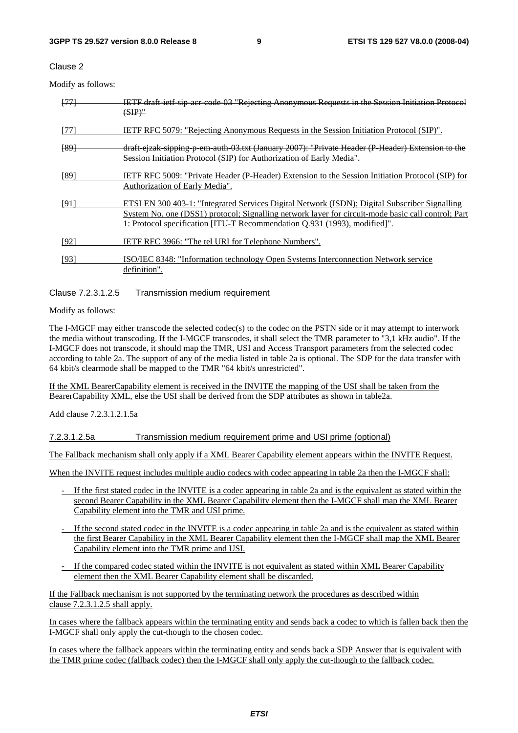Clause 2

Modify as follows:

~~[77] IETF draft-ietf-sip-acr-code-03 "Rejecting Anonymous Requests in the Session Initiation Protocol (SIP)"~~

[77] IETF RFC 5079: "Rejecting Anonymous Requests in the Session Initiation Protocol (SIP)".

~~[89] draft-ejzak-sipping-p-em-auth-03.txt (January 2007): "Private Header (P-Header) Extension to the Session Initiation Protocol (SIP) for Authorization of Early Media".~~

[89] IETF RFC 5009: "Private Header (P-Header) Extension to the Session Initiation Protocol (SIP) for Authorization of Early Media".

[91] ETSI EN 300 403-1: "Integrated Services Digital Network (ISDN); Digital Subscriber Signalling System No. one (DSS1) protocol; Signalling network layer for circuit-mode basic call control; Part 1: Protocol specification [ITU-T Recommendation Q.931 (1993), modified]".

[92] IETF RFC 3966: "The tel URI for Telephone Numbers".

[93] ISO/IEC 8348: "Information technology Open Systems Interconnection Network service definition".

Clause 7.2.3.1.2.5 Transmission medium requirement

Modify as follows:

The I-MGCF may either transcode the selected codec(s) to the codec on the PSTN side or it may attempt to interwork the media without transcoding. If the I-MGCF transcodes, it shall select the TMR parameter to "3,1 kHz audio". If the I-MGCF does not transcode, it should map the TMR, USI and Access Transport parameters from the selected codec according to table 2a. The support of any of the media listed in table 2a is optional. The SDP for the data transfer with 64 kbit/s clearmode shall be mapped to the TMR "64 kbit/s unrestricted".

If the XML BearerCapability element is received in the INVITE the mapping of the USI shall be taken from the BearerCapability XML, else the USI shall be derived from the SDP attributes as shown in table2a.

Add clause 7.2.3.1.2.1.5a

### 7.2.3.1.2.5a Transmission medium requirement prime and USI prime (optional)

The Fallback mechanism shall only apply if a XML Bearer Capability element appears within the INVITE Request.

When the INVITE request includes multiple audio codecs with codec appearing in table 2a then the I-MGCF shall:

- If the first stated codec in the INVITE is a codec appearing in table 2a and is the equivalent as stated within the second Bearer Capability in the XML Bearer Capability element then the I-MGCF shall map the XML Bearer Capability element into the TMR and USI prime.
- If the second stated codec in the INVITE is a codec appearing in table 2a and is the equivalent as stated within the first Bearer Capability in the XML Bearer Capability element then the I-MGCF shall map the XML Bearer Capability element into the TMR prime and USI.
- If the compared codec stated within the INVITE is not equivalent as stated within XML Bearer Capability element then the XML Bearer Capability element shall be discarded.

If the Fallback mechanism is not supported by the terminating network the procedures as described within clause 7.2.3.1.2.5 shall apply.

In cases where the fallback appears within the terminating entity and sends back a codec to which is fallen back then the I-MGCF shall only apply the cut-though to the chosen codec.

In cases where the fallback appears within the terminating entity and sends back a SDP Answer that is equivalent with the TMR prime codec (fallback codec) then the I-MGCF shall only apply the cut-though to the fallback codec.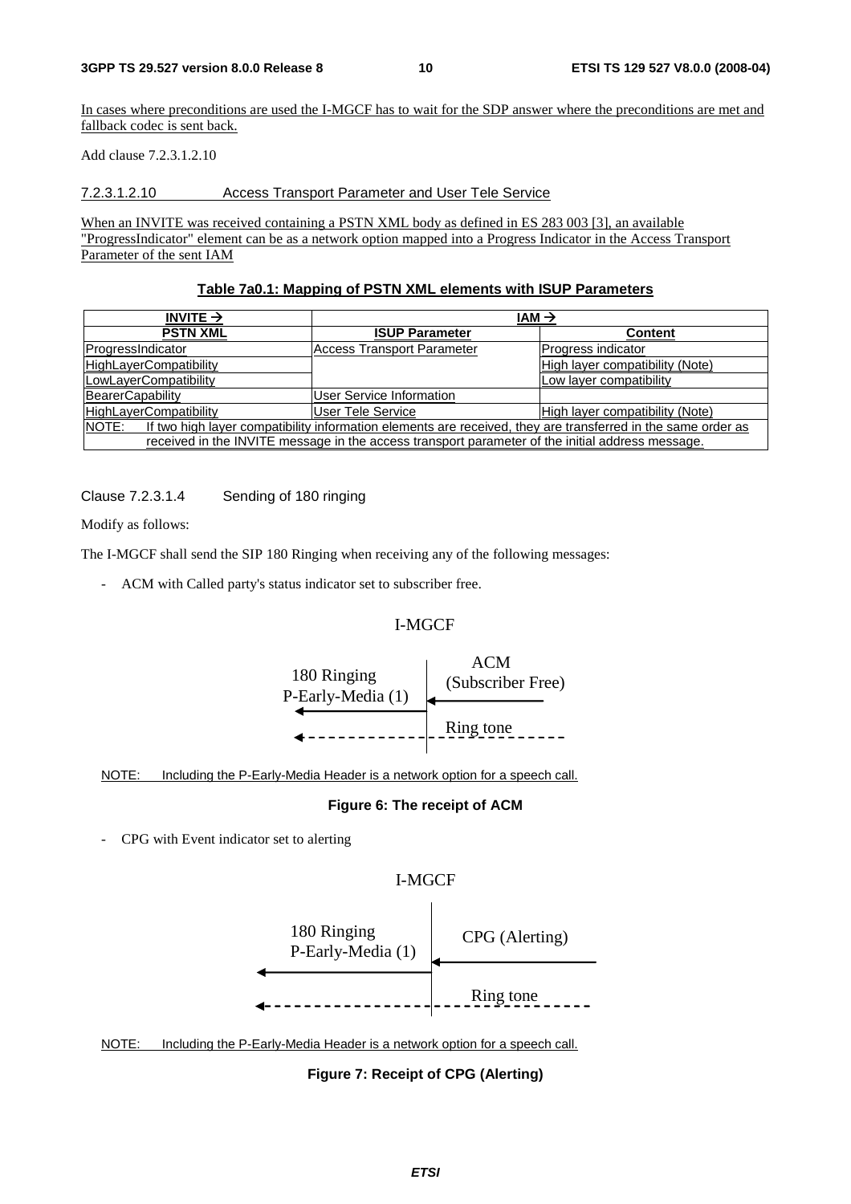In cases where preconditions are used the I-MGCF has to wait for the SDP answer where the preconditions are met and fallback codec is sent back.

Add clause 7.2.3.1.2.10

#### 7.2.3.1.2.10 Access Transport Parameter and User Tele Service

When an INVITE was received containing a PSTN XML body as defined in ES 283 003 [3], an available "ProgressIndicator" element can be as a network option mapped into a Progress Indicator in the Access Transport Parameter of the sent IAM

**Table 7a0.1: Mapping of PSTN XML elements with ISUP Parameters**

| INVITE → | IAM → | |
|---|---|---|
| **PSTN XML** | **ISUP Parameter** | **Content** |
| ProgressIndicator | Access Transport Parameter | Progress indicator |
| HighLayerCompatibility | | High layer compatibility (Note) |
| LowLayerCompatibility | | Low layer compatibility |
| BearerCapability | User Service Information | |
| HighLayerCompatibility | User Tele Service | High layer compatibility (Note) |
| NOTE: If two high layer compatibility information elements are received, they are transferred in the same order as received in the INVITE message in the access transport parameter of the initial address message. | | |

Clause 7.2.3.1.4 Sending of 180 ringing

Modify as follows:

The I-MGCF shall send the SIP 180 Ringing when receiving any of the following messages:

- ACM with Called party's status indicator set to subscriber free.

I-MGCF

180 Ringing
P-Early-Media (1)

ACM
(Subscriber Free)

Ring tone

NOTE: Including the P-Early-Media Header is a network option for a speech call.

**Figure 6: The receipt of ACM**

- CPG with Event indicator set to alerting

I-MGCF

180 Ringing
P-Early-Media (1)

CPG (Alerting)

Ring tone

NOTE: Including the P-Early-Media Header is a network option for a speech call.

**Figure 7: Receipt of CPG (Alerting)**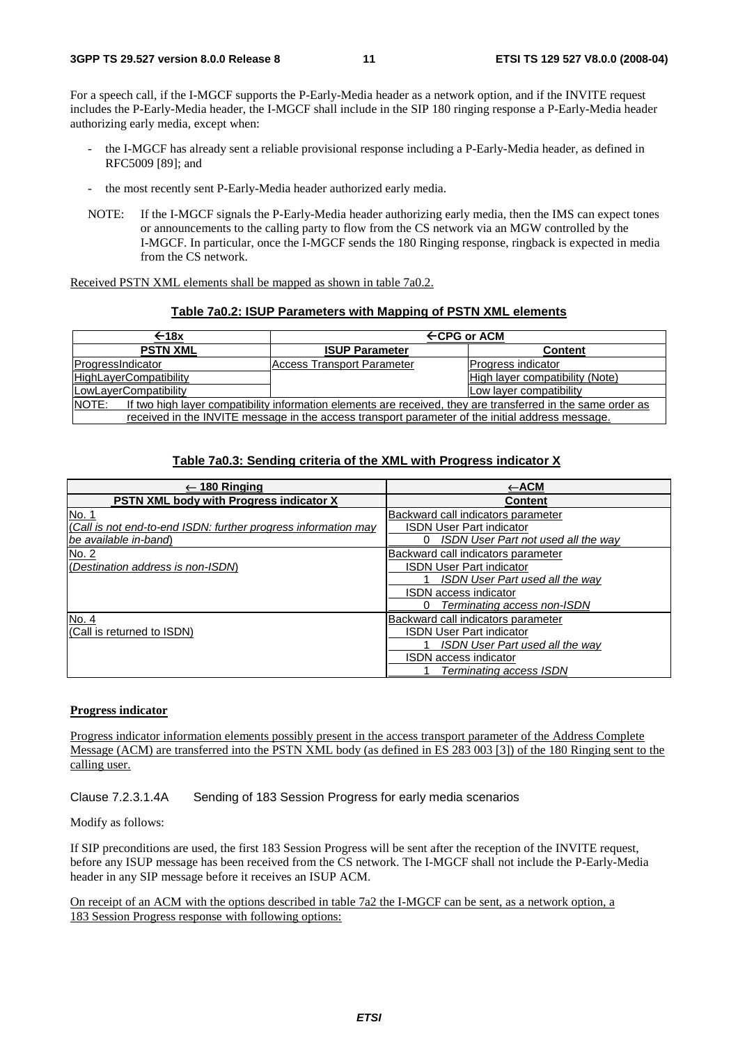For a speech call, if the I-MGCF supports the P-Early-Media header as a network option, and if the INVITE request includes the P-Early-Media header, the I-MGCF shall include in the SIP 180 ringing response a P-Early-Media header authorizing early media, except when:

- the I-MGCF has already sent a reliable provisional response including a P-Early-Media header, as defined in RFC5009 [89]; and
- the most recently sent P-Early-Media header authorized early media.

NOTE: If the I-MGCF signals the P-Early-Media header authorizing early media, then the IMS can expect tones or announcements to the calling party to flow from the CS network via an MGW controlled by the I-MGCF. In particular, once the I-MGCF sends the 180 Ringing response, ringback is expected in media from the CS network.

Received PSTN XML elements shall be mapped as shown in table 7a0.2.

**Table 7a0.2: ISUP Parameters with Mapping of PSTN XML elements**

| ←18x | ←CPG or ACM | |
|---|---|---|
| **PSTN XML** | **ISUP Parameter** | **Content** |
| ProgressIndicator | Access Transport Parameter | Progress indicator |
| HighLayerCompatibility | | High layer compatibility (Note) |
| LowLayerCompatibility | | Low layer compatibility |
| NOTE: If two high layer compatibility information elements are received, they are transferred in the same order as received in the INVITE message in the access transport parameter of the initial address message. | | |

**Table 7a0.3: Sending criteria of the XML with Progress indicator X**

| ← 180 Ringing | ←ACM |
|---|---|
| **PSTN XML body with Progress indicator X** | **Content** |
| No. 1<br>*(Call is not end-to-end ISDN: further progress information may be available in-band)* | Backward call indicators parameter<br>ISDN User Part indicator<br>0 *ISDN User Part not used all the way* |
| No. 2<br>*(Destination address is non-ISDN)* | Backward call indicators parameter<br>ISDN User Part indicator<br>1 *ISDN User Part used all the way*<br>ISDN access indicator<br>0 *Terminating access non-ISDN* |
| No. 4<br>(Call is returned to ISDN) | Backward call indicators parameter<br>ISDN User Part indicator<br>1 *ISDN User Part used all the way*<br>ISDN access indicator<br>1 *Terminating access ISDN* |

**Progress indicator**

Progress indicator information elements possibly present in the access transport parameter of the Address Complete Message (ACM) are transferred into the PSTN XML body (as defined in ES 283 003 [3]) of the 180 Ringing sent to the calling user.

Clause 7.2.3.1.4A Sending of 183 Session Progress for early media scenarios

Modify as follows:

If SIP preconditions are used, the first 183 Session Progress will be sent after the reception of the INVITE request, before any ISUP message has been received from the CS network. The I-MGCF shall not include the P-Early-Media header in any SIP message before it receives an ISUP ACM.

On receipt of an ACM with the options described in table 7a2 the I-MGCF can be sent, as a network option, a 183 Session Progress response with following options: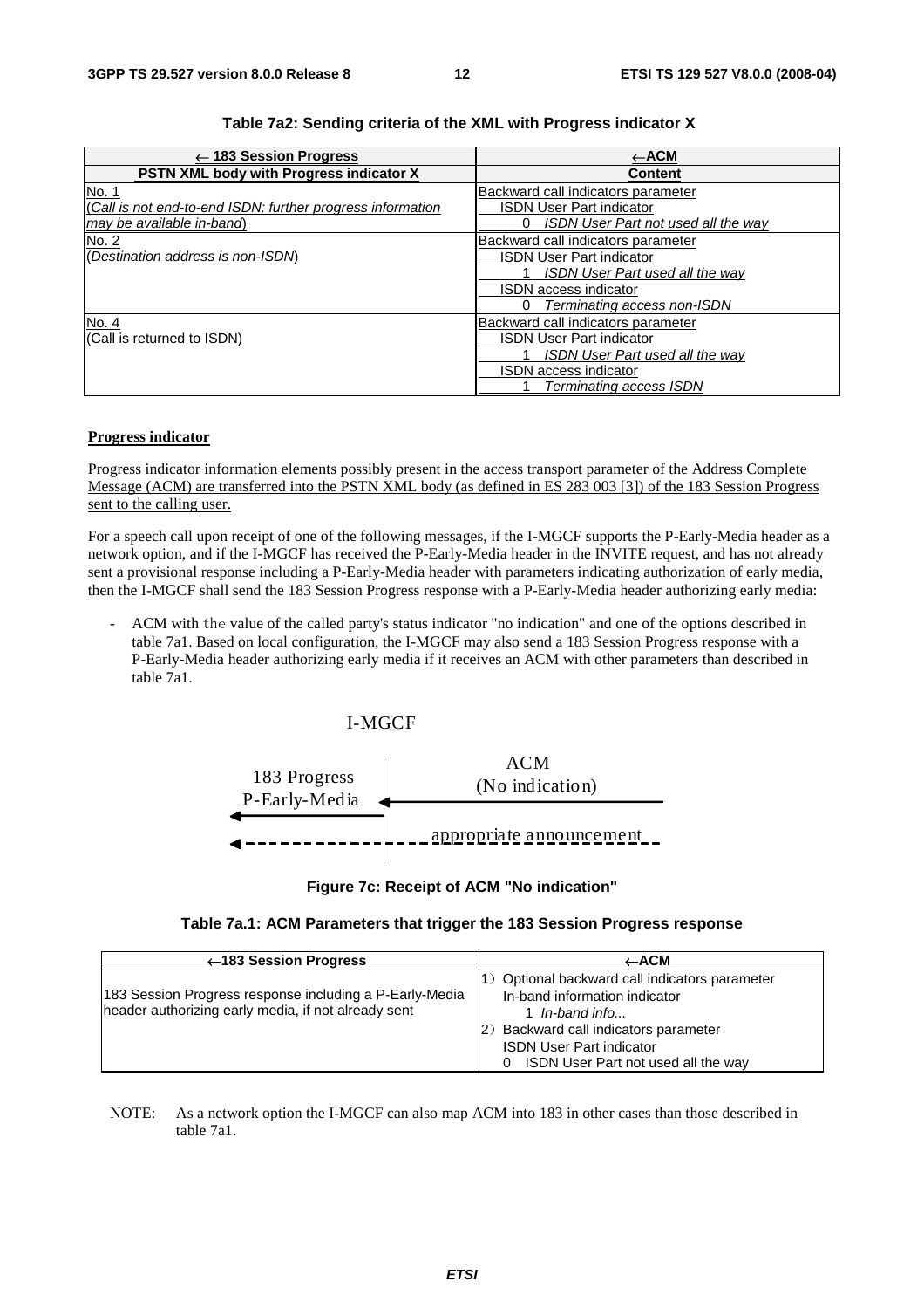**Table 7a2: Sending criteria of the XML with Progress indicator X**

| ← 183 Session Progress | ←ACM |
|---|---|
| **PSTN XML body with Progress indicator X** | **Content** |
| No. 1<br>(*Call is not end-to-end ISDN: further progress information may be available in-band*) | Backward call indicators parameter<br>ISDN User Part indicator<br>0 *ISDN User Part not used all the way* |
| No. 2<br>(*Destination address is non-ISDN*) | Backward call indicators parameter<br>ISDN User Part indicator<br>1 *ISDN User Part used all the way*<br>ISDN access indicator<br>0 *Terminating access non-ISDN* |
| No. 4<br>(Call is returned to ISDN) | Backward call indicators parameter<br>ISDN User Part indicator<br>1 *ISDN User Part used all the way*<br>ISDN access indicator<br>1 *Terminating access ISDN* |

**Progress indicator**

Progress indicator information elements possibly present in the access transport parameter of the Address Complete Message (ACM) are transferred into the PSTN XML body (as defined in ES 283 003 [3]) of the 183 Session Progress sent to the calling user.

For a speech call upon receipt of one of the following messages, if the I-MGCF supports the P-Early-Media header as a network option, and if the I-MGCF has received the P-Early-Media header in the INVITE request, and has not already sent a provisional response including a P-Early-Media header with parameters indicating authorization of early media, then the I-MGCF shall send the 183 Session Progress response with a P-Early-Media header authorizing early media:

- ACM with the value of the called party's status indicator "no indication" and one of the options described in table 7a1. Based on local configuration, the I-MGCF may also send a 183 Session Progress response with a P-Early-Media header authorizing early media if it receives an ACM with other parameters than described in table 7a1.

I-MGCF

183 Progress P-Early-Media ← | ← ACM (No indication)

← - - - appropriate announcement - - -

**Figure 7c: Receipt of ACM "No indication"**

**Table 7a.1: ACM Parameters that trigger the 183 Session Progress response**

| ←183 Session Progress | ←ACM |
|---|---|
| 183 Session Progress response including a P-Early-Media header authorizing early media, if not already sent | 1) Optional backward call indicators parameter<br>In-band information indicator<br>1 *In-band info...*<br>2) Backward call indicators parameter<br>ISDN User Part indicator<br>0 ISDN User Part not used all the way |

NOTE: As a network option the I-MGCF can also map ACM into 183 in other cases than those described in table 7a1.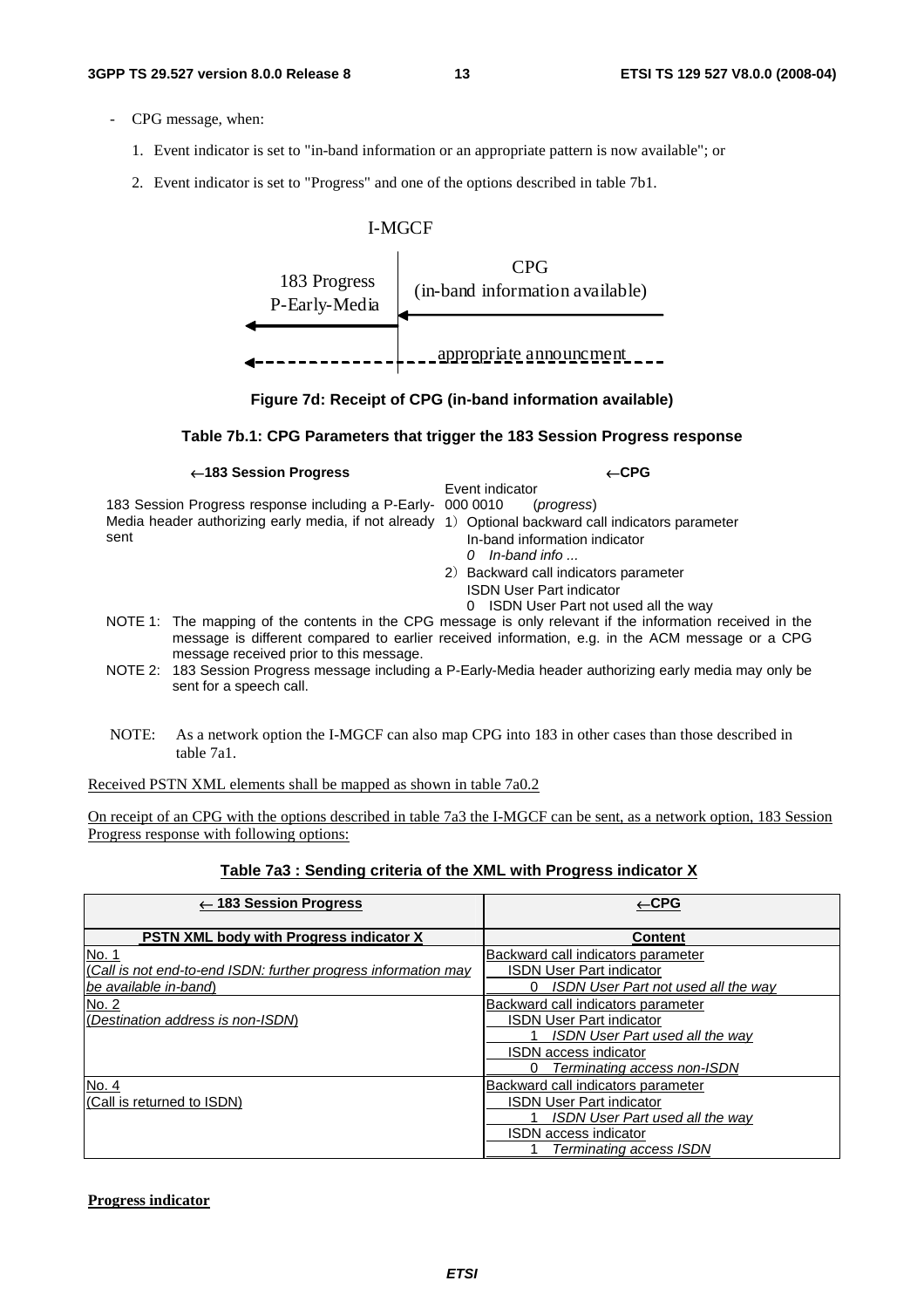- CPG message, when:

  1. Event indicator is set to "in-band information or an appropriate pattern is now available"; or

  2. Event indicator is set to "Progress" and one of the options described in table 7b1.

I-MGCF

| ← | | ← |
|---|---|---|
| 183 Progress P-Early-Media | | CPG (in-band information available) |
| ← - - - - - - - | | - - - appropriate announcment - - - |

**Figure 7d: Receipt of CPG (in-band information available)**

**Table 7b.1: CPG Parameters that trigger the 183 Session Progress response**

| ←183 Session Progress | ←CPG |
|---|---|
| 183 Session Progress response including a P-Early-Media header authorizing early media, if not already sent | Event indicator<br>000 0010 (*progress*)<br>1) Optional backward call indicators parameter<br>In-band information indicator<br>*0 In-band info ...*<br>2) Backward call indicators parameter<br>ISDN User Part indicator<br>0 ISDN User Part not used all the way |

NOTE 1: The mapping of the contents in the CPG message is only relevant if the information received in the message is different compared to earlier received information, e.g. in the ACM message or a CPG message received prior to this message.

NOTE 2: 183 Session Progress message including a P-Early-Media header authorizing early media may only be sent for a speech call.

NOTE: As a network option the I-MGCF can also map CPG into 183 in other cases than those described in table 7a1.

Received PSTN XML elements shall be mapped as shown in table 7a0.2

On receipt of an CPG with the options described in table 7a3 the I-MGCF can be sent, as a network option, 183 Session Progress response with following options:

**Table 7a3 : Sending criteria of the XML with Progress indicator X**

| ← 183 Session Progress | ←CPG |
|---|---|
| **PSTN XML body with Progress indicator X** | **Content** |
| No. 1<br>(*Call is not end-to-end ISDN: further progress information may be available in-band*) | Backward call indicators parameter<br>ISDN User Part indicator<br>0 *ISDN User Part not used all the way* |
| No. 2<br>(*Destination address is non-ISDN*) | Backward call indicators parameter<br>ISDN User Part indicator<br>1 *ISDN User Part used all the way*<br>ISDN access indicator<br>0 *Terminating access non-ISDN* |
| No. 4<br>(Call is returned to ISDN) | Backward call indicators parameter<br>ISDN User Part indicator<br>1 *ISDN User Part used all the way*<br>ISDN access indicator<br>1 *Terminating access ISDN* |

**Progress indicator**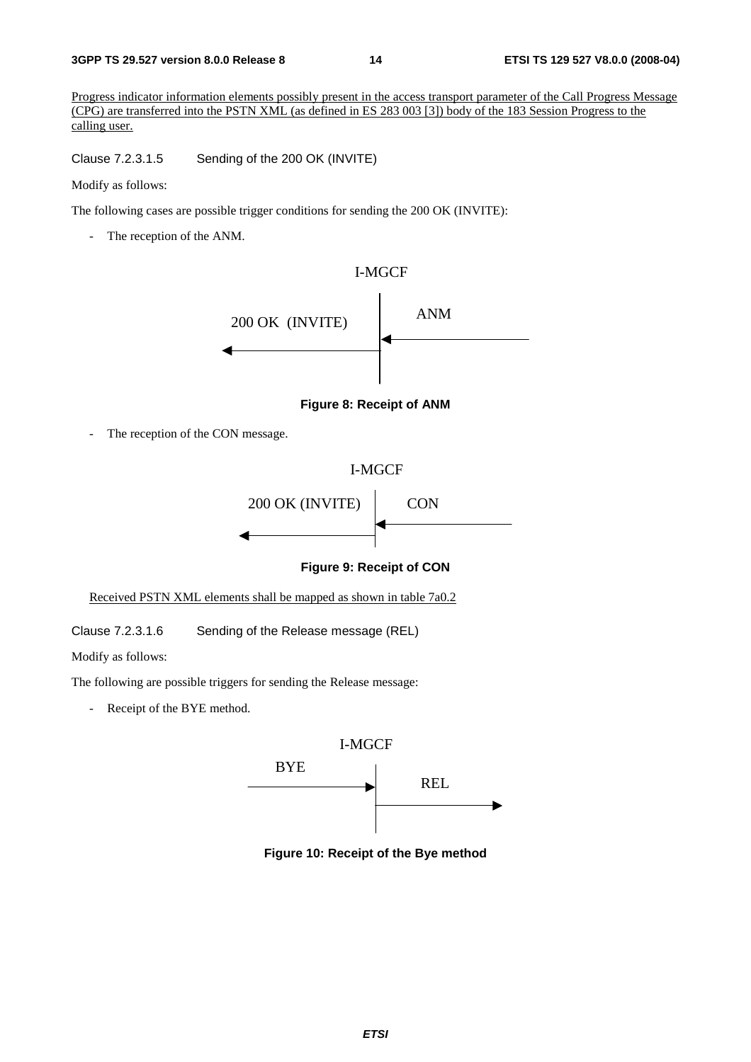Progress indicator information elements possibly present in the access transport parameter of the Call Progress Message (CPG) are transferred into the PSTN XML (as defined in ES 283 003 [3]) body of the 183 Session Progress to the calling user.

Clause 7.2.3.1.5 Sending of the 200 OK (INVITE)

Modify as follows:

The following cases are possible trigger conditions for sending the 200 OK (INVITE):

- The reception of the ANM.

I-MGCF

200 OK (INVITE) ANM

**Figure 8: Receipt of ANM**

- The reception of the CON message.

I-MGCF

200 OK (INVITE) CON

**Figure 9: Receipt of CON**

Received PSTN XML elements shall be mapped as shown in table 7a0.2

Clause 7.2.3.1.6 Sending of the Release message (REL)

Modify as follows:

The following are possible triggers for sending the Release message:

- Receipt of the BYE method.

I-MGCF

BYE REL

**Figure 10: Receipt of the Bye method**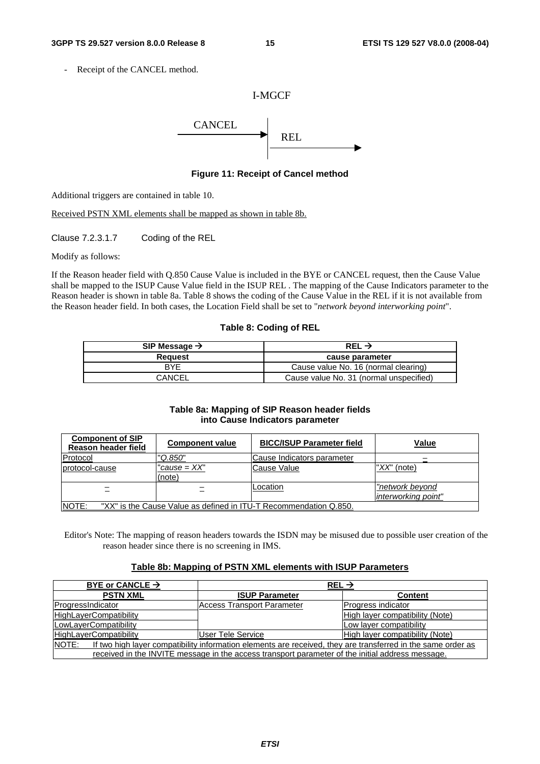- Receipt of the CANCEL method.

I-MGCF

CANCEL → REL →

**Figure 11: Receipt of Cancel method**

Additional triggers are contained in table 10.

Received PSTN XML elements shall be mapped as shown in table 8b.

Clause 7.2.3.1.7 Coding of the REL

Modify as follows:

If the Reason header field with Q.850 Cause Value is included in the BYE or CANCEL request, then the Cause Value shall be mapped to the ISUP Cause Value field in the ISUP REL . The mapping of the Cause Indicators parameter to the Reason header is shown in table 8a. Table 8 shows the coding of the Cause Value in the REL if it is not available from the Reason header field. In both cases, the Location Field shall be set to "*network beyond interworking point*".

**Table 8: Coding of REL**

| SIP Message → | REL → |
|---|---|
| **Request** | **cause parameter** |
| BYE | Cause value No. 16 (normal clearing) |
| CANCEL | Cause value No. 31 (normal unspecified) |

**Table 8a: Mapping of SIP Reason header fields into Cause Indicators parameter**

| Component of SIP Reason header field | Component value | BICC/ISUP Parameter field | Value |
|---|---|---|---|
| Protocol | "*Q.850*" | Cause Indicators parameter | – |
| protocol-cause | "*cause = XX*" (note) | Cause Value | "*XX*" (note) |
| – | – | Location | "*network beyond interworking point*" |
| NOTE: "XX" is the Cause Value as defined in ITU-T Recommendation Q.850. | | | |

Editor's Note: The mapping of reason headers towards the ISDN may be misused due to possible user creation of the reason header since there is no screening in IMS.

**Table 8b: Mapping of PSTN XML elements with ISUP Parameters**

| BYE or CANCLE → | REL → | |
|---|---|---|
| **PSTN XML** | **ISUP Parameter** | **Content** |
| ProgressIndicator | Access Transport Parameter | Progress indicator |
| HighLayerCompatibility | | High layer compatibility (Note) |
| LowLayerCompatibility | | Low layer compatibility |
| HighLayerCompatibility | User Tele Service | High layer compatibility (Note) |
| NOTE: If two high layer compatibility information elements are received, they are transferred in the same order as received in the INVITE message in the access transport parameter of the initial address message. | | |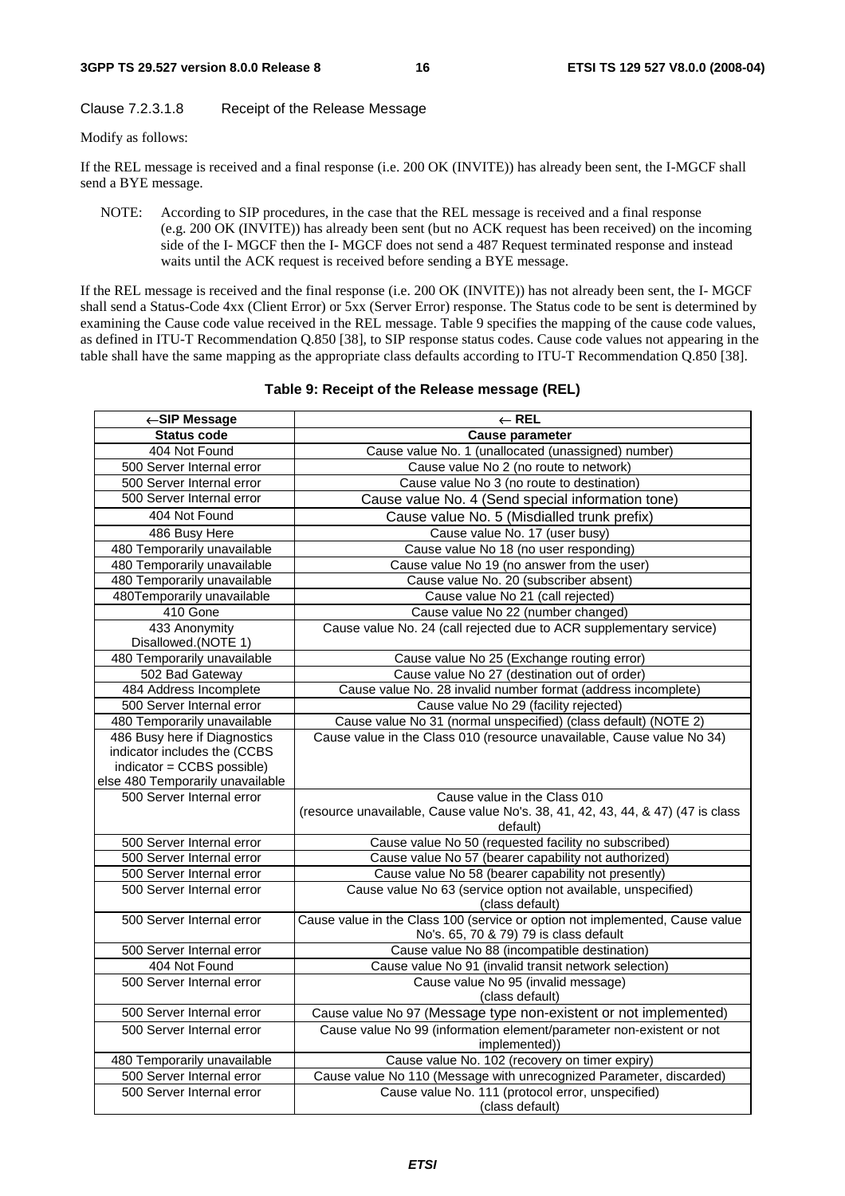Clause 7.2.3.1.8 Receipt of the Release Message

Modify as follows:

If the REL message is received and a final response (i.e. 200 OK (INVITE)) has already been sent, the I-MGCF shall send a BYE message.

NOTE: According to SIP procedures, in the case that the REL message is received and a final response (e.g. 200 OK (INVITE)) has already been sent (but no ACK request has been received) on the incoming side of the I- MGCF then the I- MGCF does not send a 487 Request terminated response and instead waits until the ACK request is received before sending a BYE message.

If the REL message is received and the final response (i.e. 200 OK (INVITE)) has not already been sent, the I- MGCF shall send a Status-Code 4xx (Client Error) or 5xx (Server Error) response. The Status code to be sent is determined by examining the Cause code value received in the REL message. Table 9 specifies the mapping of the cause code values, as defined in ITU-T Recommendation Q.850 [38], to SIP response status codes. Cause code values not appearing in the table shall have the same mapping as the appropriate class defaults according to ITU-T Recommendation Q.850 [38].

**Table 9: Receipt of the Release message (REL)**

| ←SIP Message | ← REL |
|---|---|
| **Status code** | **Cause parameter** |
| 404 Not Found | Cause value No. 1 (unallocated (unassigned) number) |
| 500 Server Internal error | Cause value No 2 (no route to network) |
| 500 Server Internal error | Cause value No 3 (no route to destination) |
| 500 Server Internal error | Cause value No. 4 (Send special information tone) |
| 404 Not Found | Cause value No. 5 (Misdialled trunk prefix) |
| 486 Busy Here | Cause value No. 17 (user busy) |
| 480 Temporarily unavailable | Cause value No 18 (no user responding) |
| 480 Temporarily unavailable | Cause value No 19 (no answer from the user) |
| 480 Temporarily unavailable | Cause value No. 20 (subscriber absent) |
| 480Temporarily unavailable | Cause value No 21 (call rejected) |
| 410 Gone | Cause value No 22 (number changed) |
| 433 Anonymity Disallowed.(NOTE 1) | Cause value No. 24 (call rejected due to ACR supplementary service) |
| 480 Temporarily unavailable | Cause value No 25 (Exchange routing error) |
| 502 Bad Gateway | Cause value No 27 (destination out of order) |
| 484 Address Incomplete | Cause value No. 28 invalid number format (address incomplete) |
| 500 Server Internal error | Cause value No 29 (facility rejected) |
| 480 Temporarily unavailable | Cause value No 31 (normal unspecified) (class default) (NOTE 2) |
| 486 Busy here if Diagnostics indicator includes the (CCBS indicator = CCBS possible) else 480 Temporarily unavailable | Cause value in the Class 010 (resource unavailable, Cause value No 34) |
| 500 Server Internal error | Cause value in the Class 010 (resource unavailable, Cause value No's. 38, 41, 42, 43, 44, & 47) (47 is class default) |
| 500 Server Internal error | Cause value No 50 (requested facility no subscribed) |
| 500 Server Internal error | Cause value No 57 (bearer capability not authorized) |
| 500 Server Internal error | Cause value No 58 (bearer capability not presently) |
| 500 Server Internal error | Cause value No 63 (service option not available, unspecified) (class default) |
| 500 Server Internal error | Cause value in the Class 100 (service or option not implemented, Cause value No's. 65, 70 & 79) 79 is class default |
| 500 Server Internal error | Cause value No 88 (incompatible destination) |
| 404 Not Found | Cause value No 91 (invalid transit network selection) |
| 500 Server Internal error | Cause value No 95 (invalid message) (class default) |
| 500 Server Internal error | Cause value No 97 (Message type non-existent or not implemented) |
| 500 Server Internal error | Cause value No 99 (information element/parameter non-existent or not implemented)) |
| 480 Temporarily unavailable | Cause value No. 102 (recovery on timer expiry) |
| 500 Server Internal error | Cause value No 110 (Message with unrecognized Parameter, discarded) |
| 500 Server Internal error | Cause value No. 111 (protocol error, unspecified) (class default) |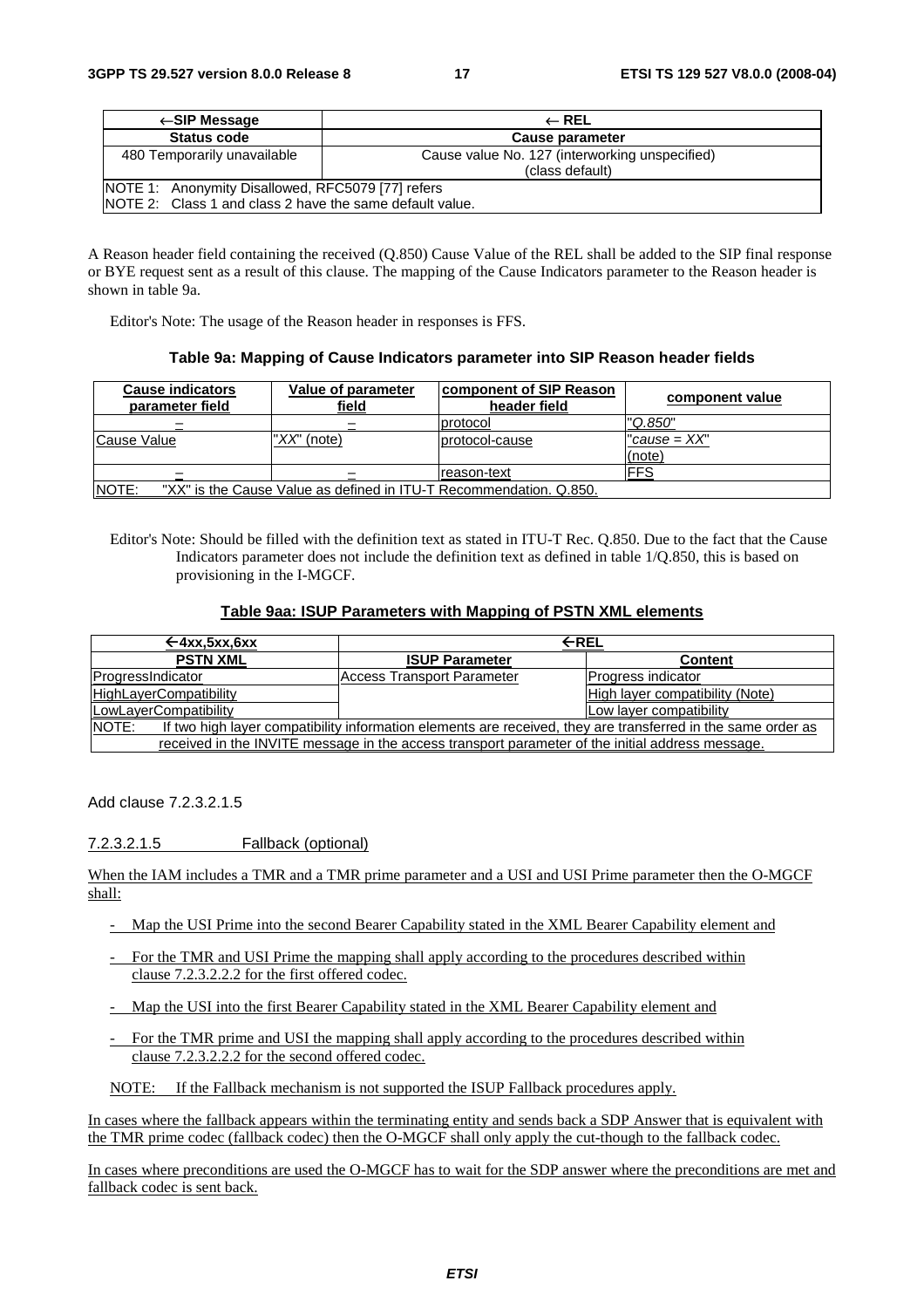| ←SIP Message | ← REL |
| --- | --- |
| Status code | Cause parameter |
| 480 Temporarily unavailable | Cause value No. 127 (interworking unspecified) (class default) |
| NOTE 1: Anonymity Disallowed, RFC5079 [77] refers<br>NOTE 2: Class 1 and class 2 have the same default value. | |

A Reason header field containing the received (Q.850) Cause Value of the REL shall be added to the SIP final response or BYE request sent as a result of this clause. The mapping of the Cause Indicators parameter to the Reason header is shown in table 9a.

Editor's Note: The usage of the Reason header in responses is FFS.

**Table 9a: Mapping of Cause Indicators parameter into SIP Reason header fields**

| Cause indicators parameter field | Value of parameter field | component of SIP Reason header field | component value |
| --- | --- | --- | --- |
| – | – | protocol | "*Q.850*" |
| Cause Value | "*XX*" (note) | protocol-cause | "*cause = XX*" (note) |
| – | – | reason-text | FFS |
| NOTE: "XX" is the Cause Value as defined in ITU-T Recommendation. Q.850. | | | |

Editor's Note: Should be filled with the definition text as stated in ITU-T Rec. Q.850. Due to the fact that the Cause Indicators parameter does not include the definition text as defined in table 1/Q.850, this is based on provisioning in the I-MGCF.

**Table 9aa: ISUP Parameters with Mapping of PSTN XML elements**

| ←4xx,5xx,6xx | ←REL | |
| --- | --- | --- |
| PSTN XML | ISUP Parameter | Content |
| ProgressIndicator | Access Transport Parameter | Progress indicator |
| HighLayerCompatibility | | High layer compatibility (Note) |
| LowLayerCompatibility | | Low layer compatibility |
| NOTE: If two high layer compatibility information elements are received, they are transferred in the same order as received in the INVITE message in the access transport parameter of the initial address message. | | |

Add clause 7.2.3.2.1.5

7.2.3.2.1.5 Fallback (optional)

When the IAM includes a TMR and a TMR prime parameter and a USI and USI Prime parameter then the O-MGCF shall:

- Map the USI Prime into the second Bearer Capability stated in the XML Bearer Capability element and
- For the TMR and USI Prime the mapping shall apply according to the procedures described within clause 7.2.3.2.2.2 for the first offered codec.
- Map the USI into the first Bearer Capability stated in the XML Bearer Capability element and
- For the TMR prime and USI the mapping shall apply according to the procedures described within clause 7.2.3.2.2.2 for the second offered codec.

NOTE: If the Fallback mechanism is not supported the ISUP Fallback procedures apply.

In cases where the fallback appears within the terminating entity and sends back a SDP Answer that is equivalent with the TMR prime codec (fallback codec) then the O-MGCF shall only apply the cut-though to the fallback codec.

In cases where preconditions are used the O-MGCF has to wait for the SDP answer where the preconditions are met and fallback codec is sent back.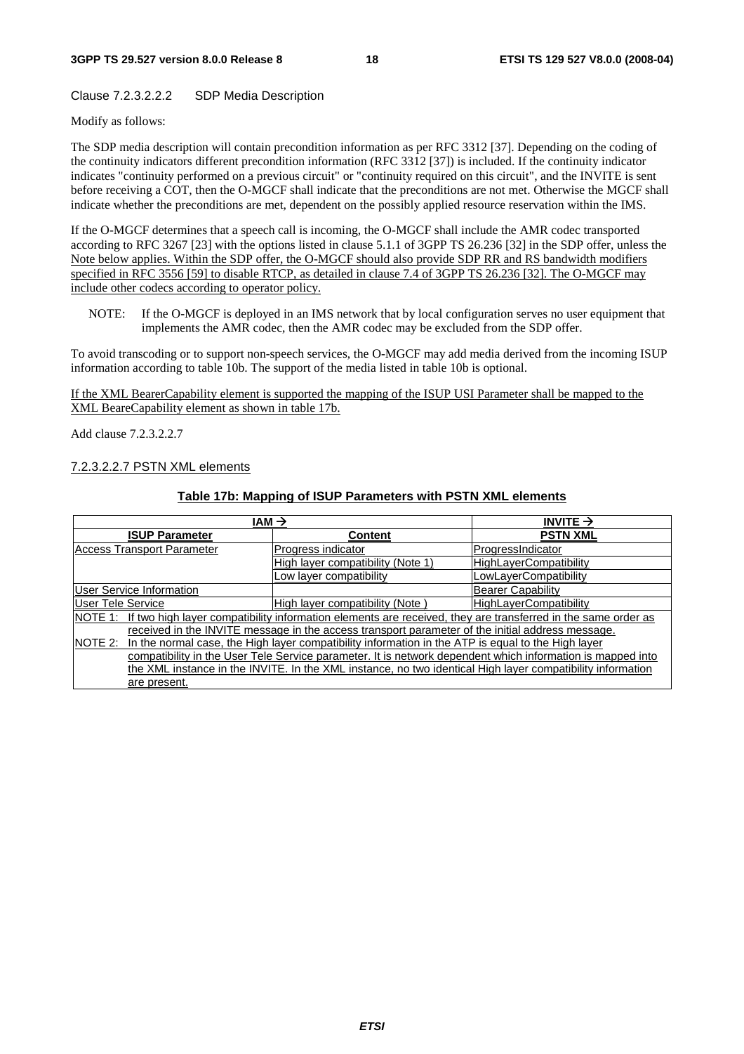Clause 7.2.3.2.2.2 SDP Media Description

Modify as follows:

The SDP media description will contain precondition information as per RFC 3312 [37]. Depending on the coding of the continuity indicators different precondition information (RFC 3312 [37]) is included. If the continuity indicator indicates "continuity performed on a previous circuit" or "continuity required on this circuit", and the INVITE is sent before receiving a COT, then the O-MGCF shall indicate that the preconditions are not met. Otherwise the MGCF shall indicate whether the preconditions are met, dependent on the possibly applied resource reservation within the IMS.

If the O-MGCF determines that a speech call is incoming, the O-MGCF shall include the AMR codec transported according to RFC 3267 [23] with the options listed in clause 5.1.1 of 3GPP TS 26.236 [32] in the SDP offer, unless the Note below applies. Within the SDP offer, the O-MGCF should also provide SDP RR and RS bandwidth modifiers specified in RFC 3556 [59] to disable RTCP, as detailed in clause 7.4 of 3GPP TS 26.236 [32]. The O-MGCF may include other codecs according to operator policy.

NOTE: If the O-MGCF is deployed in an IMS network that by local configuration serves no user equipment that implements the AMR codec, then the AMR codec may be excluded from the SDP offer.

To avoid transcoding or to support non-speech services, the O-MGCF may add media derived from the incoming ISUP information according to table 10b. The support of the media listed in table 10b is optional.

If the XML BearerCapability element is supported the mapping of the ISUP USI Parameter shall be mapped to the XML BeareCapability element as shown in table 17b.

Add clause 7.2.3.2.2.7

7.2.3.2.2.7 PSTN XML elements

**Table 17b: Mapping of ISUP Parameters with PSTN XML elements**

| IAM → | | INVITE → |
|---|---|---|
| **ISUP Parameter** | **Content** | **PSTN XML** |
| Access Transport Parameter | Progress indicator | ProgressIndicator |
| | High layer compatibility (Note 1) | HighLayerCompatibility |
| | Low layer compatibility | LowLayerCompatibility |
| User Service Information | | Bearer Capability |
| User Tele Service | High layer compatibility (Note ) | HighLayerCompatibility |
| NOTE 1: If two high layer compatibility information elements are received, they are transferred in the same order as received in the INVITE message in the access transport parameter of the initial address message. | | |
| NOTE 2: In the normal case, the High layer compatibility information in the ATP is equal to the High layer compatibility in the User Tele Service parameter. It is network dependent which information is mapped into the XML instance in the INVITE. In the XML instance, no two identical High layer compatibility information are present. | | |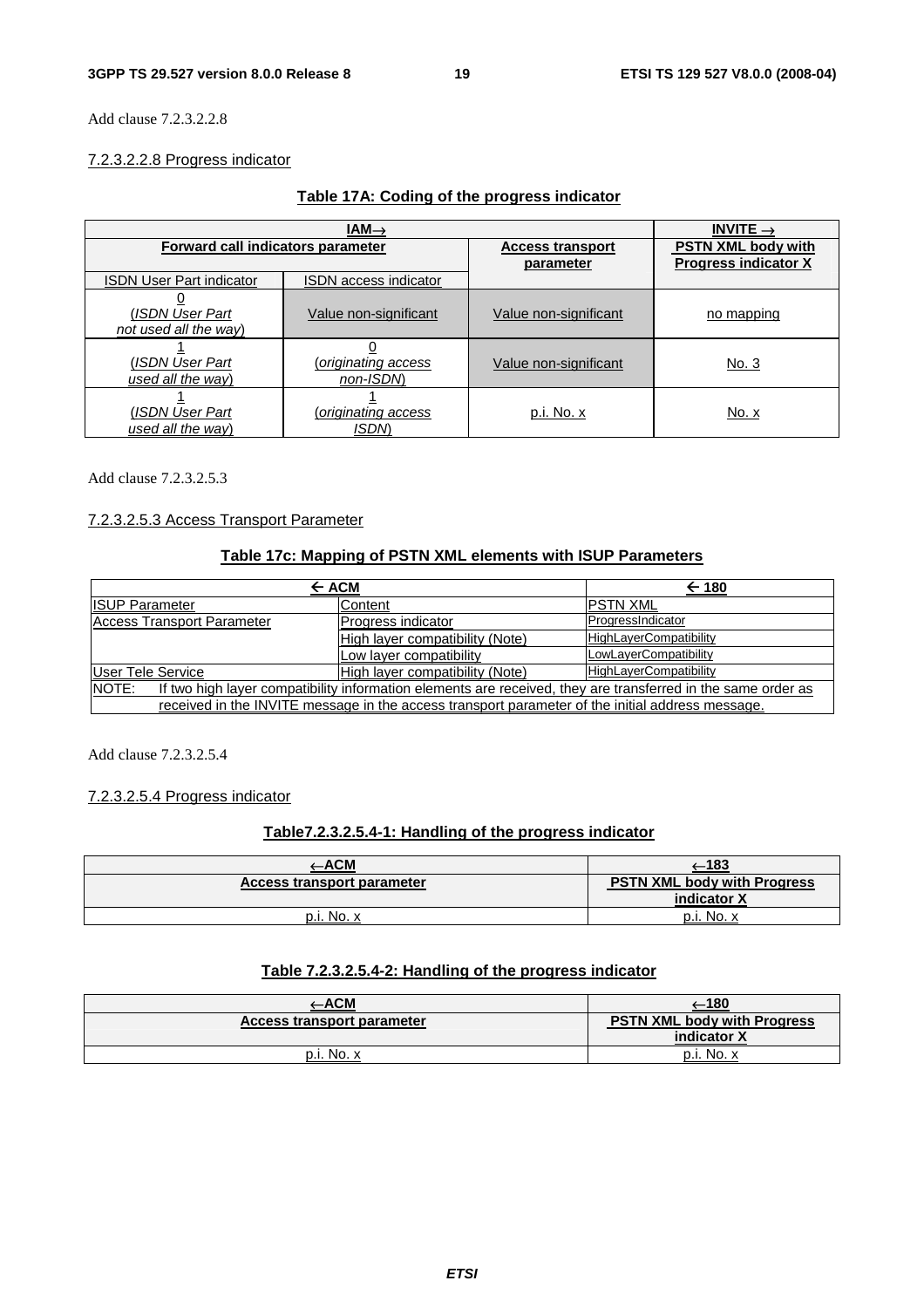Add clause 7.2.3.2.2.8

### 7.2.3.2.2.8 Progress indicator

**Table 17A: Coding of the progress indicator**

| IAM→ | | | INVITE → |
|---|---|---|---|
| **Forward call indicators parameter** | | **Access transport parameter** | **PSTN XML body with Progress indicator X** |
| ISDN User Part indicator | ISDN access indicator | | |
| 0 (*ISDN User Part not used all the way*) | Value non-significant | Value non-significant | no mapping |
| 1 (*ISDN User Part used all the way*) | 0 (*originating access non-ISDN*) | Value non-significant | No. 3 |
| 1 (*ISDN User Part used all the way*) | 1 (*originating access ISDN*) | p.i. No. x | No. x |

Add clause 7.2.3.2.5.3

### 7.2.3.2.5.3 Access Transport Parameter

**Table 17c: Mapping of PSTN XML elements with ISUP Parameters**

| ← ACM | | ← 180 |
|---|---|---|
| ISUP Parameter | Content | PSTN XML |
| Access Transport Parameter | Progress indicator | ProgressIndicator |
| | High layer compatibility (Note) | HighLayerCompatibility |
| | Low layer compatibility | LowLayerCompatibility |
| User Tele Service | High layer compatibility (Note) | HighLayerCompatibility |
| NOTE: If two high layer compatibility information elements are received, they are transferred in the same order as received in the INVITE message in the access transport parameter of the initial address message. | | |

Add clause 7.2.3.2.5.4

### 7.2.3.2.5.4 Progress indicator

**Table7.2.3.2.5.4-1: Handling of the progress indicator**

| ←ACM | ←183 |
|---|---|
| **Access transport parameter** | **PSTN XML body with Progress indicator X** |
| p.i. No. x | p.i. No. x |

**Table 7.2.3.2.5.4-2: Handling of the progress indicator**

| ←ACM | ←180 |
|---|---|
| **Access transport parameter** | **PSTN XML body with Progress indicator X** |
| p.i. No. x | p.i. No. x |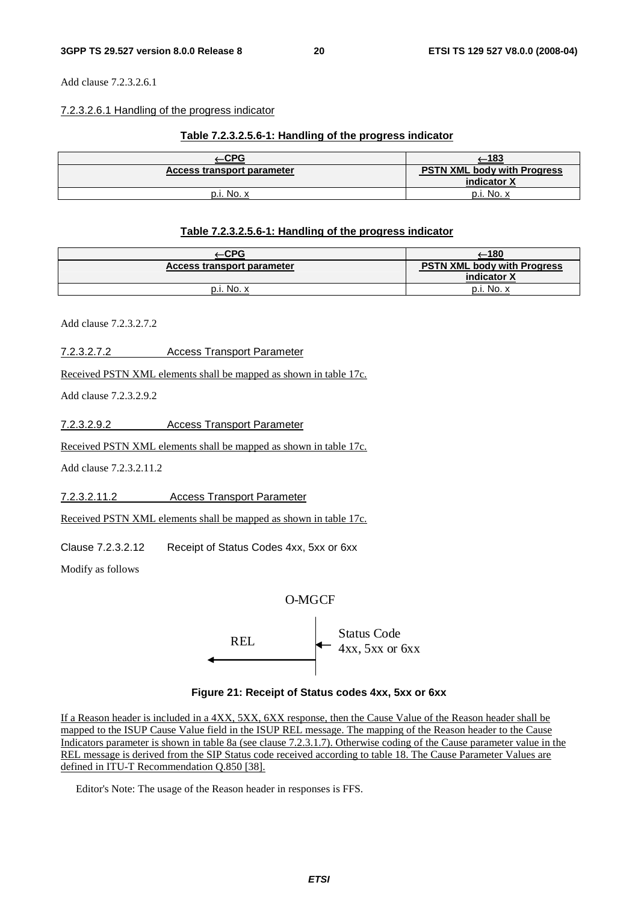Add clause 7.2.3.2.6.1

7.2.3.2.6.1 Handling of the progress indicator

**Table 7.2.3.2.5.6-1: Handling of the progress indicator**

| ←CPG | ←183 |
|---|---|
| **Access transport parameter** | **PSTN XML body with Progress indicator X** |
| p.i. No. x | p.i. No. x |

**Table 7.2.3.2.5.6-1: Handling of the progress indicator**

| ←CPG | ←180 |
|---|---|
| **Access transport parameter** | **PSTN XML body with Progress indicator X** |
| p.i. No. x | p.i. No. x |

Add clause 7.2.3.2.7.2

7.2.3.2.7.2 Access Transport Parameter

Received PSTN XML elements shall be mapped as shown in table 17c.

Add clause 7.2.3.2.9.2

7.2.3.2.9.2 Access Transport Parameter

Received PSTN XML elements shall be mapped as shown in table 17c.

Add clause 7.2.3.2.11.2

7.2.3.2.11.2 Access Transport Parameter

Received PSTN XML elements shall be mapped as shown in table 17c.

Clause 7.2.3.2.12 Receipt of Status Codes 4xx, 5xx or 6xx

Modify as follows

O-MGCF

REL ← Status Code 4xx, 5xx or 6xx

**Figure 21: Receipt of Status codes 4xx, 5xx or 6xx**

If a Reason header is included in a 4XX, 5XX, 6XX response, then the Cause Value of the Reason header shall be mapped to the ISUP Cause Value field in the ISUP REL message. The mapping of the Reason header to the Cause Indicators parameter is shown in table 8a (see clause 7.2.3.1.7). Otherwise coding of the Cause parameter value in the REL message is derived from the SIP Status code received according to table 18. The Cause Parameter Values are defined in ITU-T Recommendation Q.850 [38].

Editor's Note: The usage of the Reason header in responses is FFS.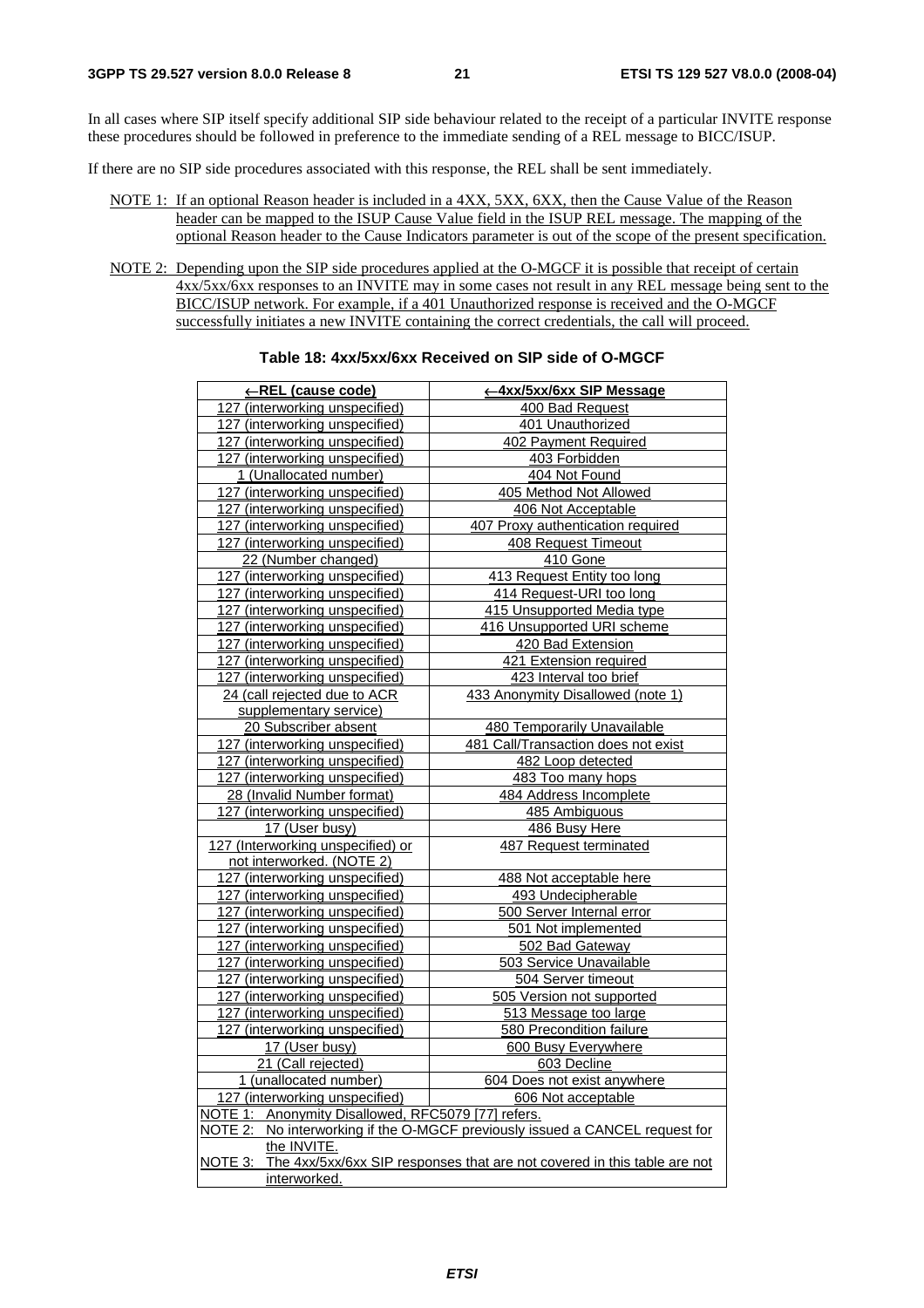In all cases where SIP itself specify additional SIP side behaviour related to the receipt of a particular INVITE response these procedures should be followed in preference to the immediate sending of a REL message to BICC/ISUP.

If there are no SIP side procedures associated with this response, the REL shall be sent immediately.

NOTE 1: If an optional Reason header is included in a 4XX, 5XX, 6XX, then the Cause Value of the Reason header can be mapped to the ISUP Cause Value field in the ISUP REL message. The mapping of the optional Reason header to the Cause Indicators parameter is out of the scope of the present specification.

NOTE 2: Depending upon the SIP side procedures applied at the O-MGCF it is possible that receipt of certain 4xx/5xx/6xx responses to an INVITE may in some cases not result in any REL message being sent to the BICC/ISUP network. For example, if a 401 Unauthorized response is received and the O-MGCF successfully initiates a new INVITE containing the correct credentials, the call will proceed.

**Table 18: 4xx/5xx/6xx Received on SIP side of O-MGCF**

| ←REL (cause code) | ←4xx/5xx/6xx SIP Message |
|---|---|
| 127 (interworking unspecified) | 400 Bad Request |
| 127 (interworking unspecified) | 401 Unauthorized |
| 127 (interworking unspecified) | 402 Payment Required |
| 127 (interworking unspecified) | 403 Forbidden |
| 1 (Unallocated number) | 404 Not Found |
| 127 (interworking unspecified) | 405 Method Not Allowed |
| 127 (interworking unspecified) | 406 Not Acceptable |
| 127 (interworking unspecified) | 407 Proxy authentication required |
| 127 (interworking unspecified) | 408 Request Timeout |
| 22 (Number changed) | 410 Gone |
| 127 (interworking unspecified) | 413 Request Entity too long |
| 127 (interworking unspecified) | 414 Request-URI too long |
| 127 (interworking unspecified) | 415 Unsupported Media type |
| 127 (interworking unspecified) | 416 Unsupported URI scheme |
| 127 (interworking unspecified) | 420 Bad Extension |
| 127 (interworking unspecified) | 421 Extension required |
| 127 (interworking unspecified) | 423 Interval too brief |
| 24 (call rejected due to ACR supplementary service) | 433 Anonymity Disallowed (note 1) |
| 20 Subscriber absent | 480 Temporarily Unavailable |
| 127 (interworking unspecified) | 481 Call/Transaction does not exist |
| 127 (interworking unspecified) | 482 Loop detected |
| 127 (interworking unspecified) | 483 Too many hops |
| 28 (Invalid Number format) | 484 Address Incomplete |
| 127 (interworking unspecified) | 485 Ambiguous |
| 17 (User busy) | 486 Busy Here |
| 127 (Interworking unspecified) or not interworked. (NOTE 2) | 487 Request terminated |
| 127 (interworking unspecified) | 488 Not acceptable here |
| 127 (interworking unspecified) | 493 Undecipherable |
| 127 (interworking unspecified) | 500 Server Internal error |
| 127 (interworking unspecified) | 501 Not implemented |
| 127 (interworking unspecified) | 502 Bad Gateway |
| 127 (interworking unspecified) | 503 Service Unavailable |
| 127 (interworking unspecified) | 504 Server timeout |
| 127 (interworking unspecified) | 505 Version not supported |
| 127 (interworking unspecified) | 513 Message too large |
| 127 (interworking unspecified) | 580 Precondition failure |
| 17 (User busy) | 600 Busy Everywhere |
| 21 (Call rejected) | 603 Decline |
| 1 (unallocated number) | 604 Does not exist anywhere |
| 127 (interworking unspecified) | 606 Not acceptable |
| NOTE 1: Anonymity Disallowed, RFC5079 [77] refers. | |
| NOTE 2: No interworking if the O-MGCF previously issued a CANCEL request for the INVITE. | |
| NOTE 3: The 4xx/5xx/6xx SIP responses that are not covered in this table are not interworked. | |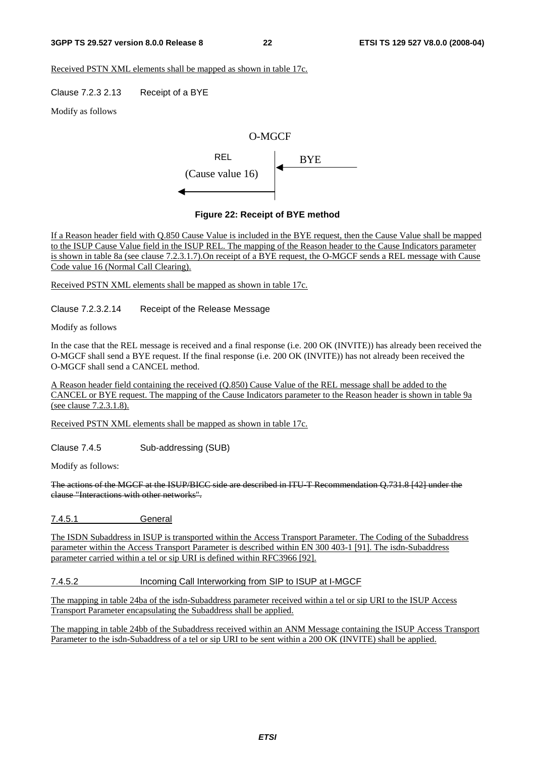Received PSTN XML elements shall be mapped as shown in table 17c.

Clause 7.2.3 2.13 Receipt of a BYE

Modify as follows

O-MGCF

REL (Cause value 16) ← | ← BYE

**Figure 22: Receipt of BYE method**

If a Reason header field with Q.850 Cause Value is included in the BYE request, then the Cause Value shall be mapped to the ISUP Cause Value field in the ISUP REL. The mapping of the Reason header to the Cause Indicators parameter is shown in table 8a (see clause 7.2.3.1.7).On receipt of a BYE request, the O-MGCF sends a REL message with Cause Code value 16 (Normal Call Clearing).

Received PSTN XML elements shall be mapped as shown in table 17c.

Clause 7.2.3.2.14 Receipt of the Release Message

Modify as follows

In the case that the REL message is received and a final response (i.e. 200 OK (INVITE)) has already been received the O-MGCF shall send a BYE request. If the final response (i.e. 200 OK (INVITE)) has not already been received the O-MGCF shall send a CANCEL method.

A Reason header field containing the received (Q.850) Cause Value of the REL message shall be added to the CANCEL or BYE request. The mapping of the Cause Indicators parameter to the Reason header is shown in table 9a (see clause 7.2.3.1.8).

Received PSTN XML elements shall be mapped as shown in table 17c.

Clause 7.4.5 Sub-addressing (SUB)

Modify as follows:

~~The actions of the MGCF at the ISUP/BICC side are described in ITU-T Recommendation Q.731.8 [42] under the clause "Interactions with other networks".~~

7.4.5.1 General

The ISDN Subaddress in ISUP is transported within the Access Transport Parameter. The Coding of the Subaddress parameter within the Access Transport Parameter is described within EN 300 403-1 [91]. The isdn-Subaddress parameter carried within a tel or sip URI is defined within RFC3966 [92].

7.4.5.2 Incoming Call Interworking from SIP to ISUP at I-MGCF

The mapping in table 24ba of the isdn-Subaddress parameter received within a tel or sip URI to the ISUP Access Transport Parameter encapsulating the Subaddress shall be applied.

The mapping in table 24bb of the Subaddress received within an ANM Message containing the ISUP Access Transport Parameter to the isdn-Subaddress of a tel or sip URI to be sent within a 200 OK (INVITE) shall be applied.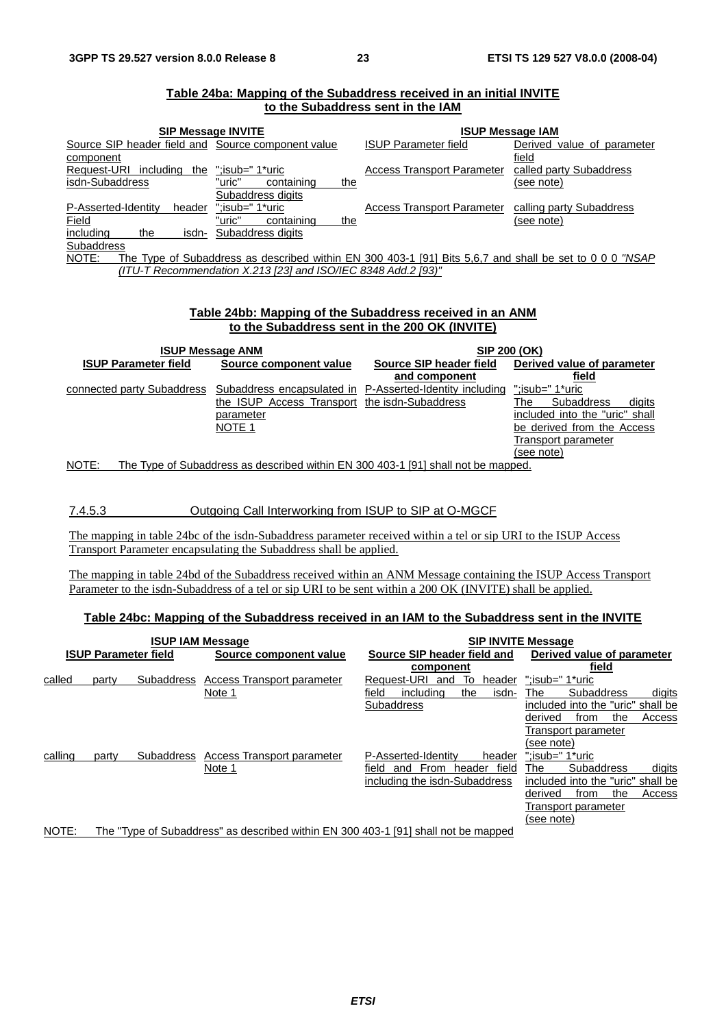**Table 24ba: Mapping of the Subaddress received in an initial INVITE to the Subaddress sent in the IAM**

| SIP Message INVITE | | ISUP Message IAM | |
|---|---|---|---|
| Source SIP header field and component | Source component value | ISUP Parameter field | Derived value of parameter field |
| Request-URI including the isdn-Subaddress | ";isub=" 1*uric "uric" containing the Subaddress digits | Access Transport Parameter | called party Subaddress (see note) |
| P-Asserted-Identity header Field including the isdn-Subaddress | ";isub=" 1*uric "uric" containing the Subaddress digits | Access Transport Parameter | calling party Subaddress (see note) |

NOTE: The Type of Subaddress as described within EN 300 403-1 [91] Bits 5,6,7 and shall be set to 0 0 0 *"NSAP (ITU-T Recommendation X.213 [23] and ISO/IEC 8348 Add.2 [93)"*

**Table 24bb: Mapping of the Subaddress received in an ANM to the Subaddress sent in the 200 OK (INVITE)**

| ISUP Message ANM | | SIP 200 (OK) | |
|---|---|---|---|
| ISUP Parameter field | Source component value | Source SIP header field and component | Derived value of parameter field |
| connected party Subaddress | Subaddress encapsulated in the ISUP Access Transport parameter NOTE 1 | P-Asserted-Identity including the isdn-Subaddress | ";isub=" 1*uric The Subaddress digits included into the "uric" shall be derived from the Access Transport parameter (see note) |

NOTE: The Type of Subaddress as described within EN 300 403-1 [91] shall not be mapped.

### 7.4.5.3 Outgoing Call Interworking from ISUP to SIP at O-MGCF

The mapping in table 24bc of the isdn-Subaddress parameter received within a tel or sip URI to the ISUP Access Transport Parameter encapsulating the Subaddress shall be applied.

The mapping in table 24bd of the Subaddress received within an ANM Message containing the ISUP Access Transport Parameter to the isdn-Subaddress of a tel or sip URI to be sent within a 200 OK (INVITE) shall be applied.

**Table 24bc: Mapping of the Subaddress received in an IAM to the Subaddress sent in the INVITE**

| ISUP IAM Message | | SIP INVITE Message | |
|---|---|---|---|
| ISUP Parameter field | Source component value | Source SIP header field and component | Derived value of parameter field |
| called party Subaddress | Access Transport parameter Note 1 | Request-URI and To header field including the isdn-Subaddress | ";isub=" 1*uric The Subaddress digits included into the "uric" shall be derived from the Access Transport parameter (see note) |
| calling party Subaddress | Access Transport parameter Note 1 | P-Asserted-Identity header field and From header field including the isdn-Subaddress | ";isub=" 1*uric The Subaddress digits included into the "uric" shall be derived from the Access Transport parameter (see note) |

NOTE: The "Type of Subaddress" as described within EN 300 403-1 [91] shall not be mapped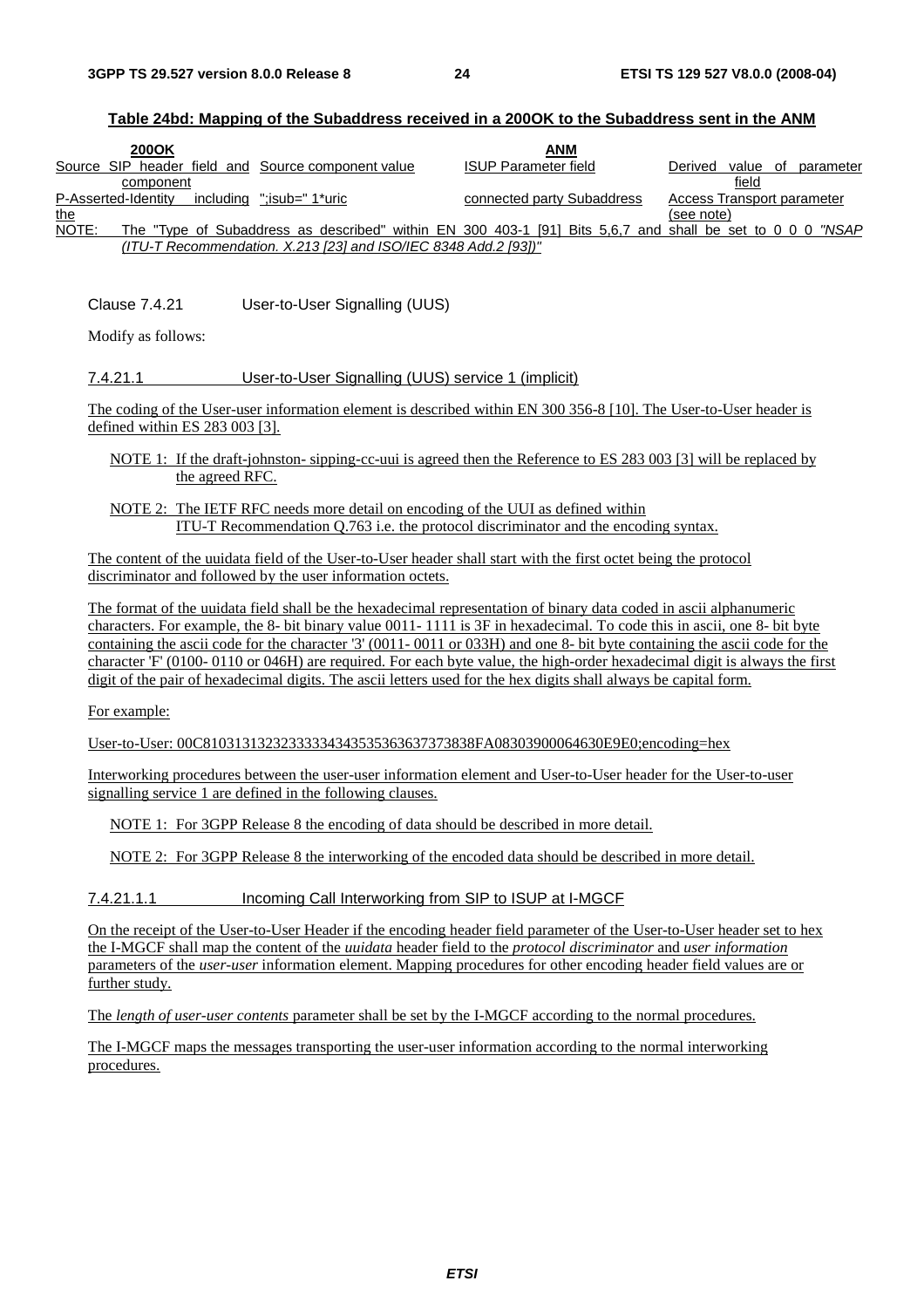**Table 24bd: Mapping of the Subaddress received in a 200OK to the Subaddress sent in the ANM**

| 200OK | | ANM | |
|---|---|---|---|
| Source SIP header field and component | Source component value | ISUP Parameter field | Derived value of parameter field |
| P-Asserted-Identity including the | ";isub=" 1*uric | connected party Subaddress | Access Transport parameter (see note) |

NOTE: The "Type of Subaddress as described" within EN 300 403-1 [91] Bits 5,6,7 and shall be set to 0 0 0 *"NSAP (ITU-T Recommendation. X.213 [23] and ISO/IEC 8348 Add.2 [93])"*

Clause 7.4.21 User-to-User Signalling (UUS)

Modify as follows:

### 7.4.21.1 User-to-User Signalling (UUS) service 1 (implicit)

The coding of the User-user information element is described within EN 300 356-8 [10]. The User-to-User header is defined within ES 283 003 [3].

NOTE 1: If the draft-johnston- sipping-cc-uui is agreed then the Reference to ES 283 003 [3] will be replaced by the agreed RFC.

NOTE 2: The IETF RFC needs more detail on encoding of the UUI as defined within ITU-T Recommendation Q.763 i.e. the protocol discriminator and the encoding syntax.

The content of the uuidata field of the User-to-User header shall start with the first octet being the protocol discriminator and followed by the user information octets.

The format of the uuidata field shall be the hexadecimal representation of binary data coded in ascii alphanumeric characters. For example, the 8- bit binary value 0011- 1111 is 3F in hexadecimal. To code this in ascii, one 8- bit byte containing the ascii code for the character '3' (0011- 0011 or 033H) and one 8- bit byte containing the ascii code for the character 'F' (0100- 0110 or 046H) are required. For each byte value, the high-order hexadecimal digit is always the first digit of the pair of hexadecimal digits. The ascii letters used for the hex digits shall always be capital form.

For example:

User-to-User: 00C8103131323233333434353536363737383 8FA08303900064630E9E0;encoding=hex

Interworking procedures between the user-user information element and User-to-User header for the User-to-user signalling service 1 are defined in the following clauses.

NOTE 1: For 3GPP Release 8 the encoding of data should be described in more detail.

NOTE 2: For 3GPP Release 8 the interworking of the encoded data should be described in more detail.

#### 7.4.21.1.1 Incoming Call Interworking from SIP to ISUP at I-MGCF

On the receipt of the User-to-User Header if the encoding header field parameter of the User-to-User header set to hex the I-MGCF shall map the content of the *uuidata* header field to the *protocol discriminator* and *user information* parameters of the *user-user* information element. Mapping procedures for other encoding header field values are or further study.

The *length of user-user contents* parameter shall be set by the I-MGCF according to the normal procedures.

The I-MGCF maps the messages transporting the user-user information according to the normal interworking procedures.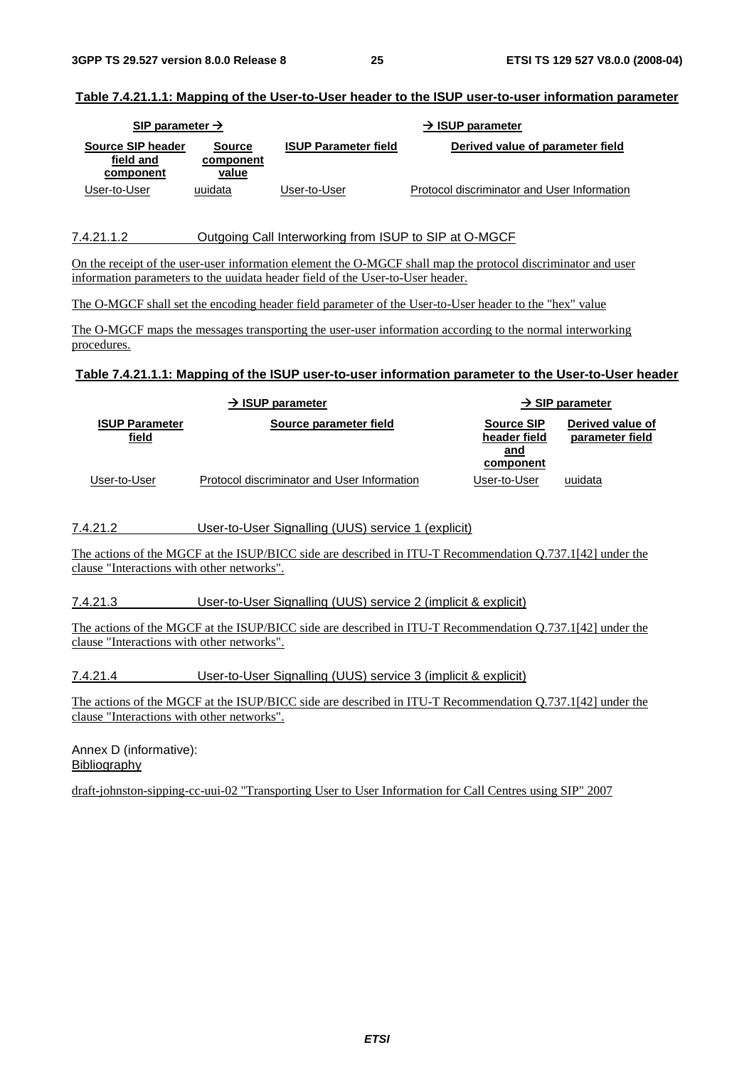**Table 7.4.21.1.1: Mapping of the User-to-User header to the ISUP user-to-user information parameter**

| SIP parameter → | | → ISUP parameter | |
|---|---|---|---|
| **Source SIP header field and component** | **Source component value** | **ISUP Parameter field** | **Derived value of parameter field** |
| User-to-User | uuidata | User-to-User | Protocol discriminator and User Information |

#### 7.4.21.1.2 Outgoing Call Interworking from ISUP to SIP at O-MGCF

On the receipt of the user-user information element the O-MGCF shall map the protocol discriminator and user information parameters to the uuidata header field of the User-to-User header.

The O-MGCF shall set the encoding header field parameter of the User-to-User header to the "hex" value

The O-MGCF maps the messages transporting the user-user information according to the normal interworking procedures.

**Table 7.4.21.1.1: Mapping of the ISUP user-to-user information parameter to the User-to-User header**

| → ISUP parameter | | → SIP parameter | |
|---|---|---|---|
| **ISUP Parameter field** | **Source parameter field** | **Source SIP header field and component** | **Derived value of parameter field** |
| User-to-User | Protocol discriminator and User Information | User-to-User | uuidata |

### 7.4.21.2 User-to-User Signalling (UUS) service 1 (explicit)

The actions of the MGCF at the ISUP/BICC side are described in ITU-T Recommendation Q.737.1[42] under the clause "Interactions with other networks".

### 7.4.21.3 User-to-User Signalling (UUS) service 2 (implicit & explicit)

The actions of the MGCF at the ISUP/BICC side are described in ITU-T Recommendation Q.737.1[42] under the clause "Interactions with other networks".

### 7.4.21.4 User-to-User Signalling (UUS) service 3 (implicit & explicit)

The actions of the MGCF at the ISUP/BICC side are described in ITU-T Recommendation Q.737.1[42] under the clause "Interactions with other networks".

# Annex D (informative): Bibliography

draft-johnston-sipping-cc-uui-02 "Transporting User to User Information for Call Centres using SIP" 2007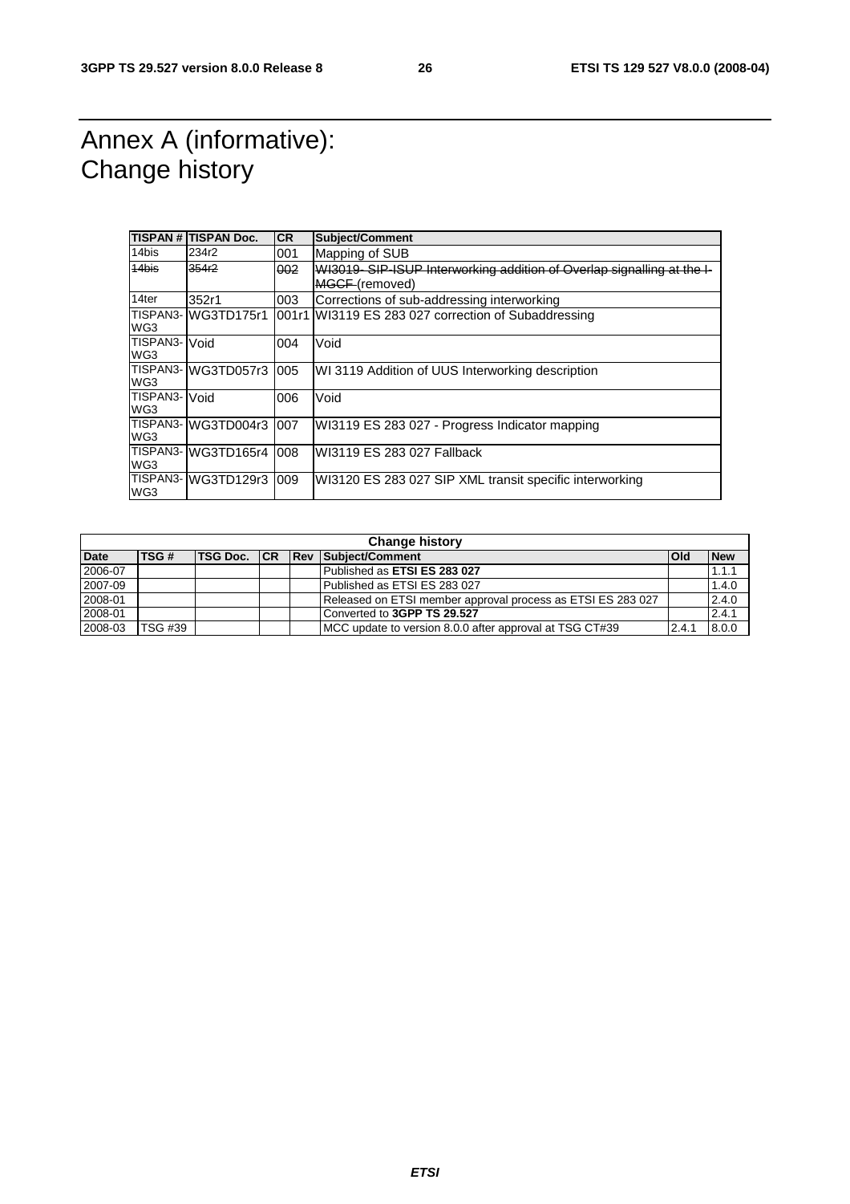# Annex A (informative): Change history

| TISPAN # | TISPAN Doc. | CR | Subject/Comment |
|---|---|---|---|
| 14bis | 234r2 | 001 | Mapping of SUB |
| ~~14bis~~ | ~~354r2~~ | ~~002~~ | ~~WI3019- SIP-ISUP Interworking addition of Overlap signalling at the I-MGCF~~ (removed) |
| 14ter | 352r1 | 003 | Corrections of sub-addressing interworking |
| TISPAN3-WG3 | WG3TD175r1 | 001r1 | WI3119 ES 283 027 correction of Subaddressing |
| TISPAN3-WG3 | Void | 004 | Void |
| TISPAN3-WG3 | WG3TD057r3 | 005 | WI 3119 Addition of UUS Interworking description |
| TISPAN3-WG3 | Void | 006 | Void |
| TISPAN3-WG3 | WG3TD004r3 | 007 | WI3119 ES 283 027 - Progress Indicator mapping |
| TISPAN3-WG3 | WG3TD165r4 | 008 | WI3119 ES 283 027 Fallback |
| TISPAN3-WG3 | WG3TD129r3 | 009 | WI3120 ES 283 027 SIP XML transit specific interworking |

| Change history | | | | | | | |
|---|---|---|---|---|---|---|---|
| **Date** | **TSG #** | **TSG Doc.** | **CR** | **Rev** | **Subject/Comment** | **Old** | **New** |
| 2006-07 | | | | | Published as **ETSI ES 283 027** | | 1.1.1 |
| 2007-09 | | | | | Published as ETSI ES 283 027 | | 1.4.0 |
| 2008-01 | | | | | Released on ETSI member approval process as ETSI ES 283 027 | | 2.4.0 |
| 2008-01 | | | | | Converted to **3GPP TS 29.527** | | 2.4.1 |
| 2008-03 | TSG #39 | | | | MCC update to version 8.0.0 after approval at TSG CT#39 | 2.4.1 | 8.0.0 |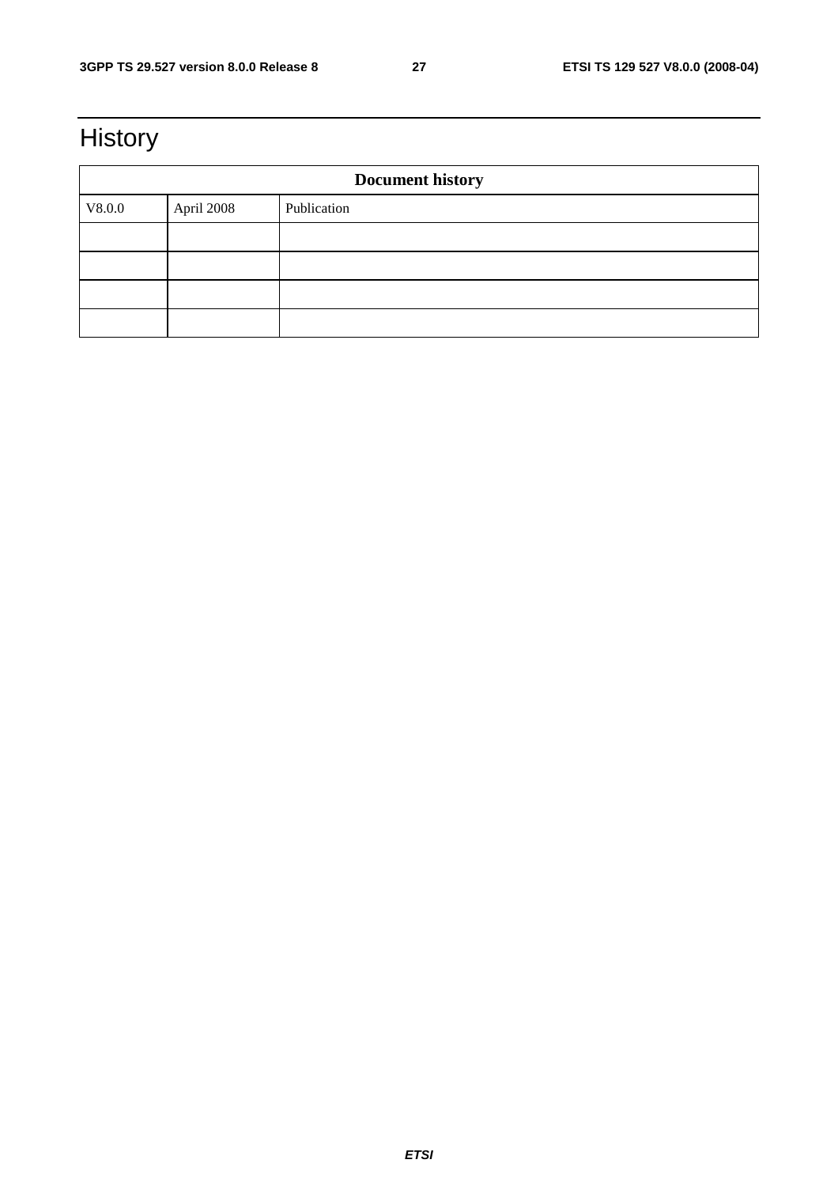# History

| Document history | | |
|---|---|---|
| V8.0.0 | April 2008 | Publication |
| | | |
| | | |
| | | |
| | | |